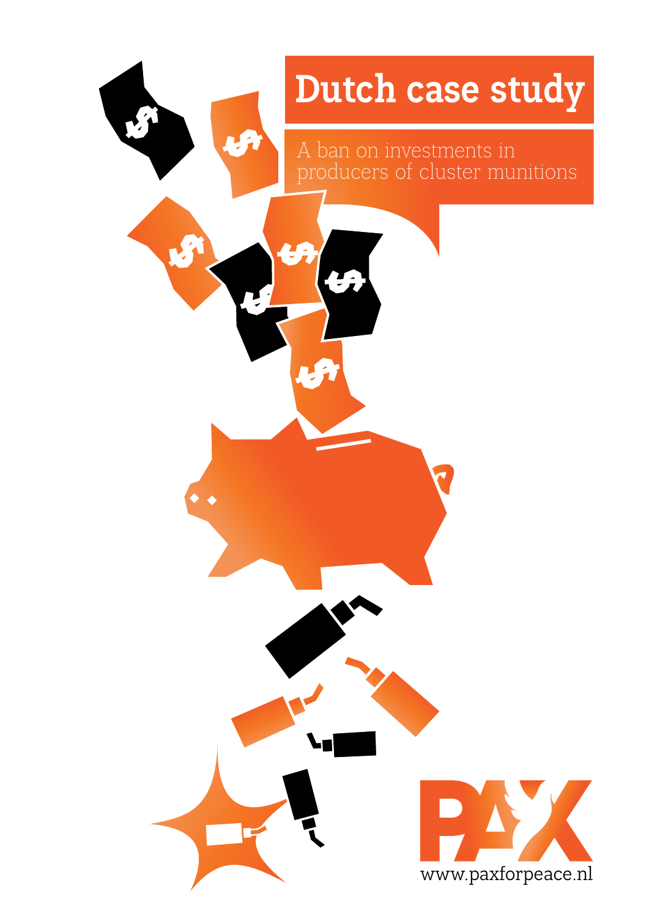# Dutch case study

## A ban on investments in producers of cluster munitions

www.paxforpeace.nl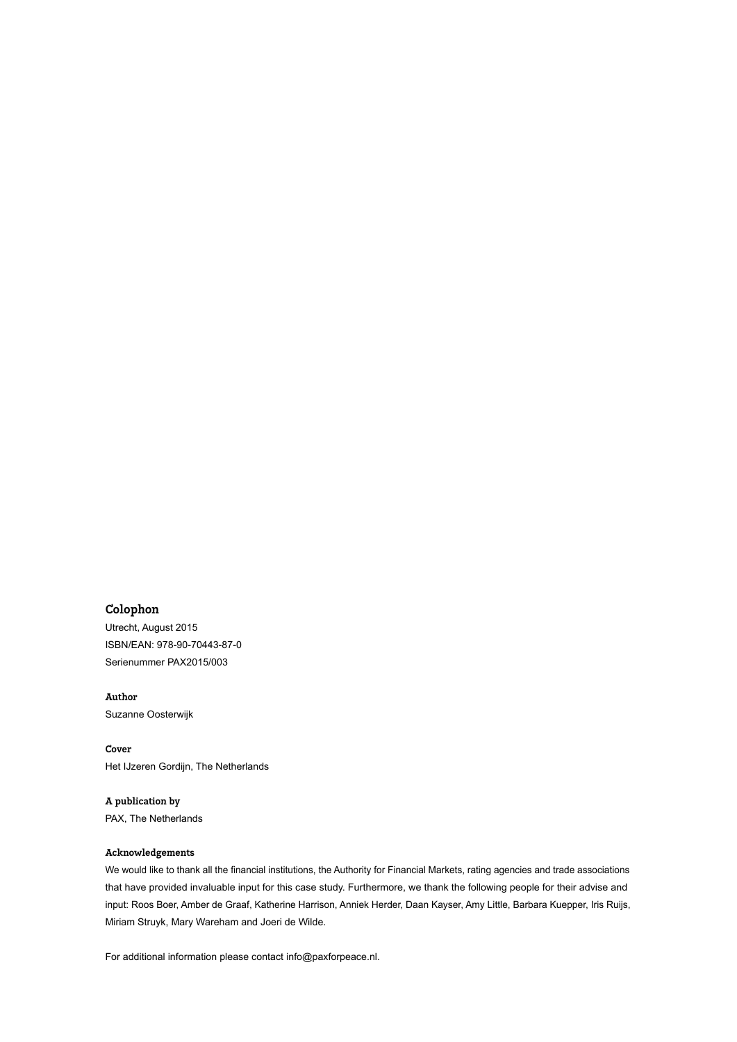## Colophon

Utrecht, August 2015
ISBN/EAN: 978-90-70443-87-0
Serienummer PAX2015/003

**Author**
Suzanne Oosterwijk

**Cover**
Het IJzeren Gordijn, The Netherlands

**A publication by**
PAX, The Netherlands

**Acknowledgements**
We would like to thank all the financial institutions, the Authority for Financial Markets, rating agencies and trade associations that have provided invaluable input for this case study. Furthermore, we thank the following people for their advise and input: Roos Boer, Amber de Graaf, Katherine Harrison, Anniek Herder, Daan Kayser, Amy Little, Barbara Kuepper, Iris Ruijs, Miriam Struyk, Mary Wareham and Joeri de Wilde.

For additional information please contact info@paxforpeace.nl.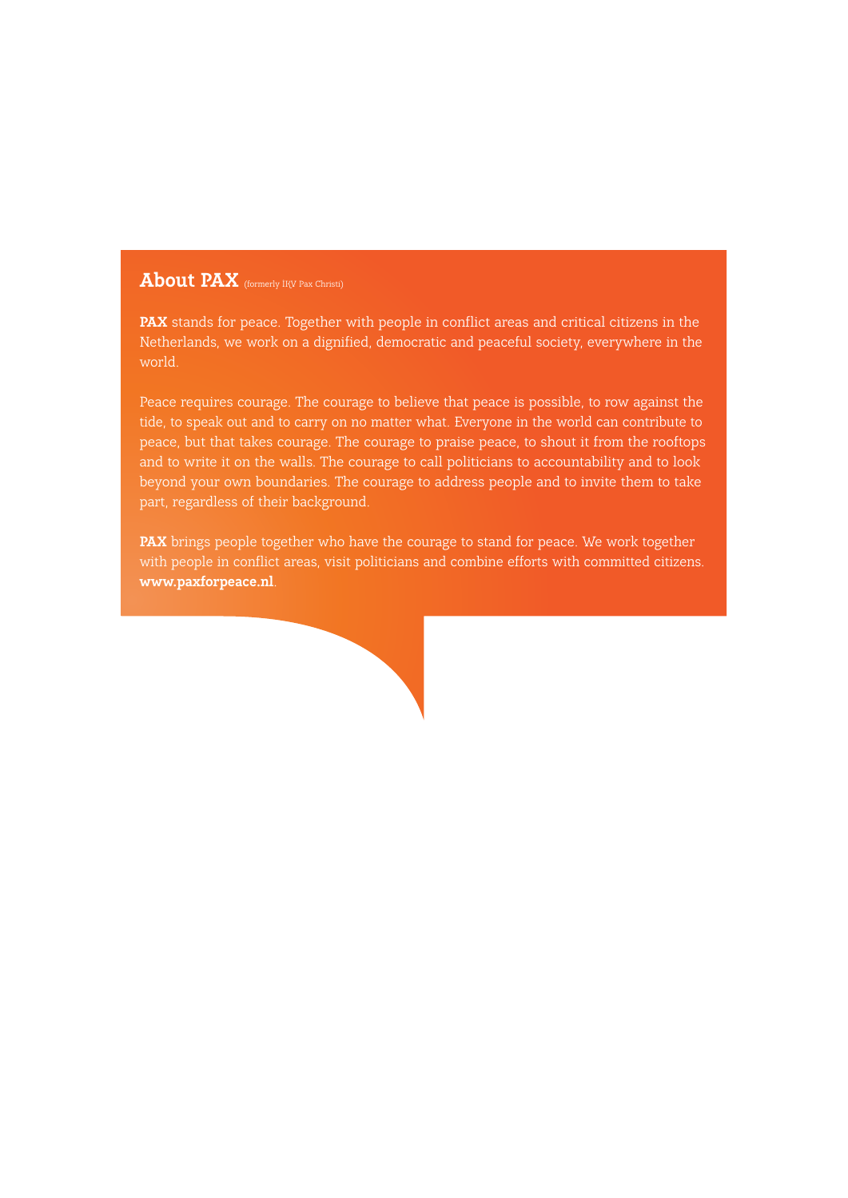## About PAX (formerly IKV Pax Christi)

**PAX** stands for peace. Together with people in conflict areas and critical citizens in the Netherlands, we work on a dignified, democratic and peaceful society, everywhere in the world.

Peace requires courage. The courage to believe that peace is possible, to row against the tide, to speak out and to carry on no matter what. Everyone in the world can contribute to peace, but that takes courage. The courage to praise peace, to shout it from the rooftops and to write it on the walls. The courage to call politicians to accountability and to look beyond your own boundaries. The courage to address people and to invite them to take part, regardless of their background.

**PAX** brings people together who have the courage to stand for peace. We work together with people in conflict areas, visit politicians and combine efforts with committed citizens. **www.paxforpeace.nl**.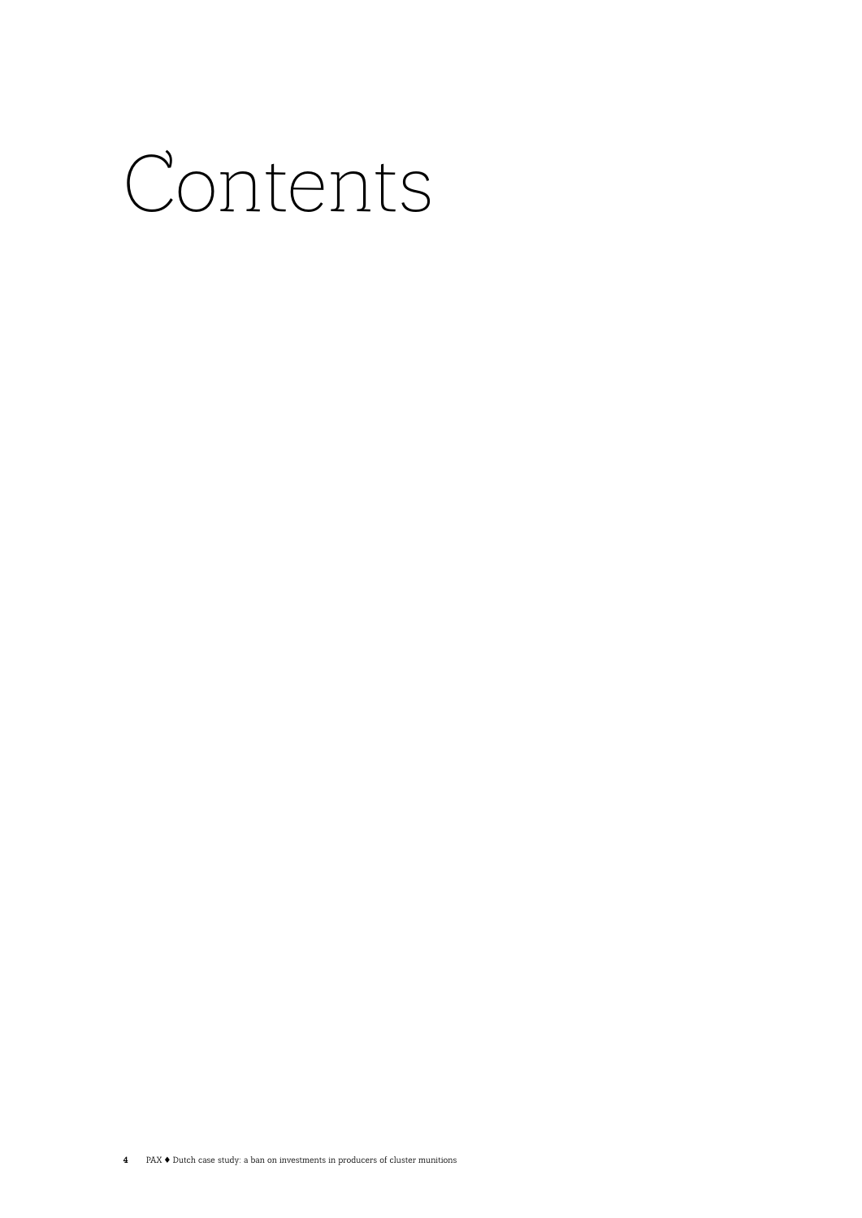# Contents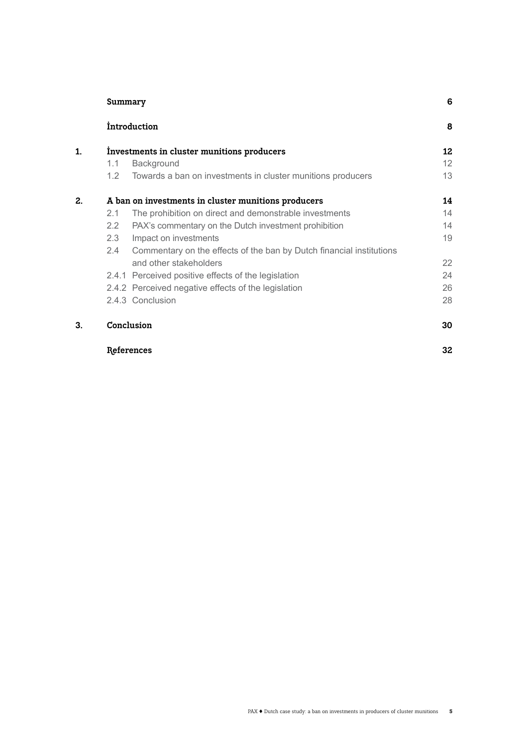| | | |
|---|---|---|
| | **Summary** | **6** |
| | **Introduction** | **8** |
| **1.** | **Investments in cluster munitions producers** | **12** |
| | 1.1 Background | 12 |
| | 1.2 Towards a ban on investments in cluster munitions producers | 13 |
| **2.** | **A ban on investments in cluster munitions producers** | **14** |
| | 2.1 The prohibition on direct and demonstrable investments | 14 |
| | 2.2 PAX's commentary on the Dutch investment prohibition | 14 |
| | 2.3 Impact on investments | 19 |
| | 2.4 Commentary on the effects of the ban by Dutch financial institutions and other stakeholders | 22 |
| | 2.4.1 Perceived positive effects of the legislation | 24 |
| | 2.4.2 Perceived negative effects of the legislation | 26 |
| | 2.4.3 Conclusion | 28 |
| **3.** | **Conclusion** | **30** |
| | **References** | **32** |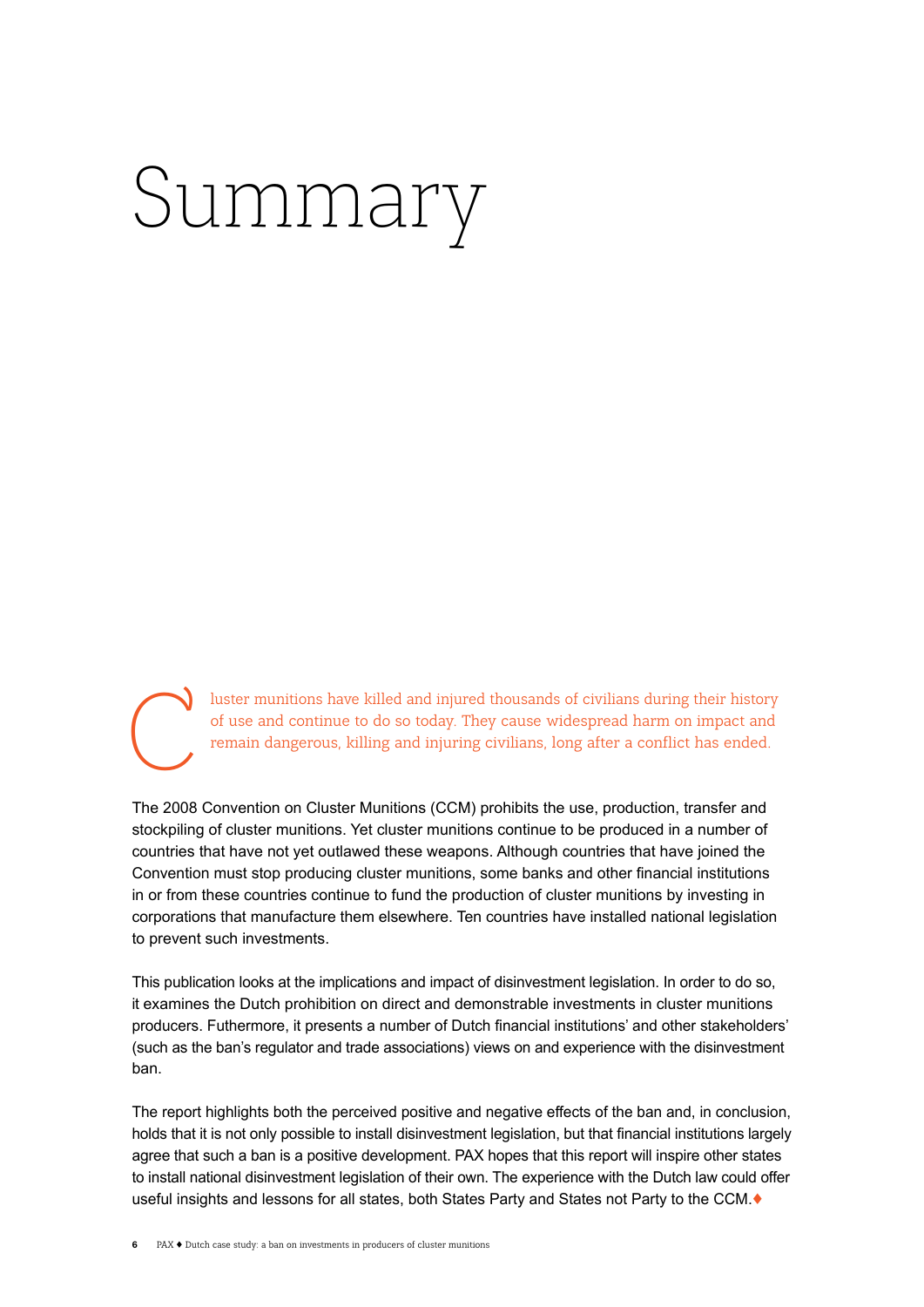# Summary

Cluster munitions have killed and injured thousands of civilians during their history of use and continue to do so today. They cause widespread harm on impact and remain dangerous, killing and injuring civilians, long after a conflict has ended.

The 2008 Convention on Cluster Munitions (CCM) prohibits the use, production, transfer and stockpiling of cluster munitions. Yet cluster munitions continue to be produced in a number of countries that have not yet outlawed these weapons. Although countries that have joined the Convention must stop producing cluster munitions, some banks and other financial institutions in or from these countries continue to fund the production of cluster munitions by investing in corporations that manufacture them elsewhere. Ten countries have installed national legislation to prevent such investments.

This publication looks at the implications and impact of disinvestment legislation. In order to do so, it examines the Dutch prohibition on direct and demonstrable investments in cluster munitions producers. Futhermore, it presents a number of Dutch financial institutions' and other stakeholders' (such as the ban's regulator and trade associations) views on and experience with the disinvestment ban.

The report highlights both the perceived positive and negative effects of the ban and, in conclusion, holds that it is not only possible to install disinvestment legislation, but that financial institutions largely agree that such a ban is a positive development. PAX hopes that this report will inspire other states to install national disinvestment legislation of their own. The experience with the Dutch law could offer useful insights and lessons for all states, both States Party and States not Party to the CCM.♦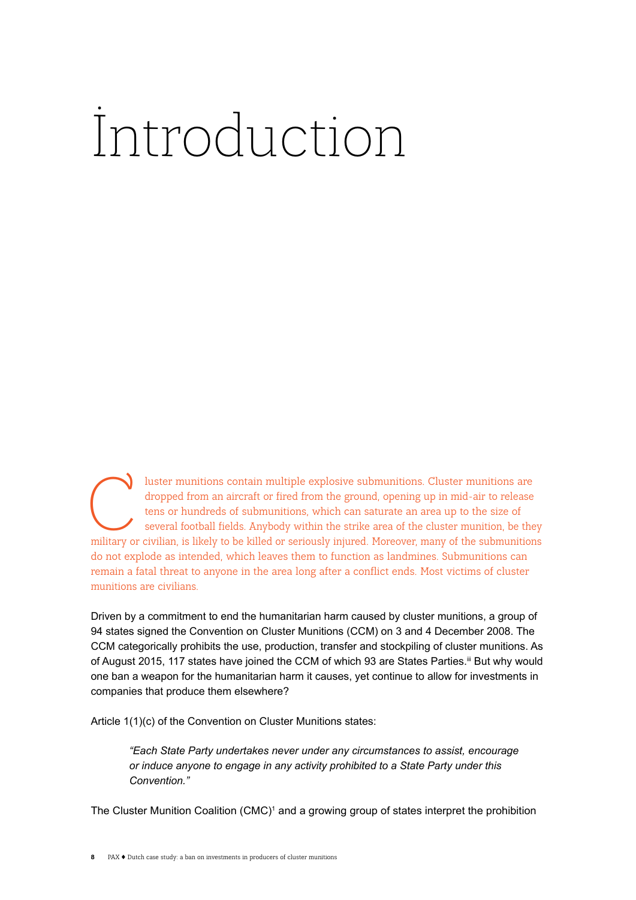# Introduction

Cluster munitions contain multiple explosive submunitions. Cluster munitions are dropped from an aircraft or fired from the ground, opening up in mid-air to release tens or hundreds of submunitions, which can saturate an area up to the size of several football fields. Anybody within the strike area of the cluster munition, be they military or civilian, is likely to be killed or seriously injured. Moreover, many of the submunitions do not explode as intended, which leaves them to function as landmines. Submunitions can remain a fatal threat to anyone in the area long after a conflict ends. Most victims of cluster munitions are civilians.

Driven by a commitment to end the humanitarian harm caused by cluster munitions, a group of 94 states signed the Convention on Cluster Munitions (CCM) on 3 and 4 December 2008. The CCM categorically prohibits the use, production, transfer and stockpiling of cluster munitions. As of August 2015, 117 states have joined the CCM of which 93 are States Parties.[iii] But why would one ban a weapon for the humanitarian harm it causes, yet continue to allow for investments in companies that produce them elsewhere?

Article 1(1)(c) of the Convention on Cluster Munitions states:

> *"Each State Party undertakes never under any circumstances to assist, encourage or induce anyone to engage in any activity prohibited to a State Party under this Convention."*

The Cluster Munition Coalition (CMC)[1] and a growing group of states interpret the prohibition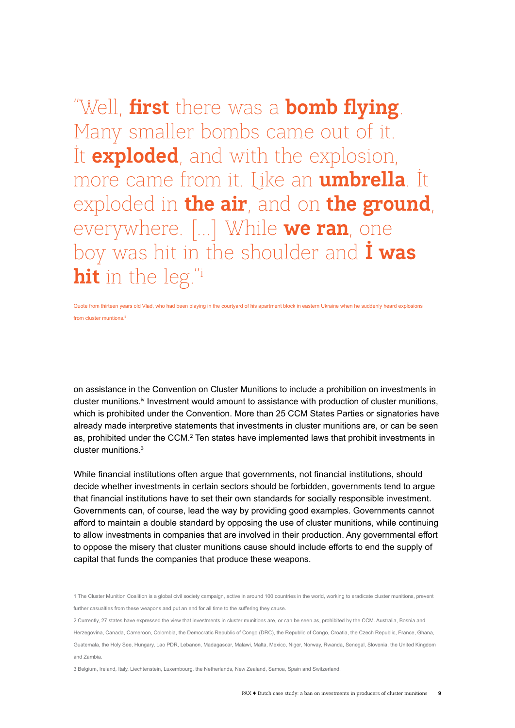"Well, **first** there was a **bomb flying**. Many smaller bombs came out of it. It **exploded**, and with the explosion, more came from it. Like an **umbrella**. It exploded in **the air**, and on **the ground**, everywhere. [...] While **we ran**, one boy was hit in the shoulder and **I was hit** in the leg."[i]

Quote from thirteen years old Vlad, who had been playing in the courtyard of his apartment block in eastern Ukraine when he suddenly heard explosions from cluster muntions.[ii]

on assistance in the Convention on Cluster Munitions to include a prohibition on investments in cluster munitions.[iv] Investment would amount to assistance with production of cluster munitions, which is prohibited under the Convention. More than 25 CCM States Parties or signatories have already made interpretive statements that investments in cluster munitions are, or can be seen as, prohibited under the CCM.[2] Ten states have implemented laws that prohibit investments in cluster munitions.[3]

While financial institutions often argue that governments, not financial institutions, should decide whether investments in certain sectors should be forbidden, governments tend to argue that financial institutions have to set their own standards for socially responsible investment. Governments can, of course, lead the way by providing good examples. Governments cannot afford to maintain a double standard by opposing the use of cluster munitions, while continuing to allow investments in companies that are involved in their production. Any governmental effort to oppose the misery that cluster munitions cause should include efforts to end the supply of capital that funds the companies that produce these weapons.

1 The Cluster Munition Coalition is a global civil society campaign, active in around 100 countries in the world, working to eradicate cluster munitions, prevent further casualties from these weapons and put an end for all time to the suffering they cause.

2 Currently, 27 states have expressed the view that investments in cluster munitions are, or can be seen as, prohibited by the CCM. Australia, Bosnia and Herzegovina, Canada, Cameroon, Colombia, the Democratic Republic of Congo (DRC), the Republic of Congo, Croatia, the Czech Republic, France, Ghana, Guatemala, the Holy See, Hungary, Lao PDR, Lebanon, Madagascar, Malawi, Malta, Mexico, Niger, Norway, Rwanda, Senegal, Slovenia, the United Kingdom and Zambia.

3 Belgium, Ireland, Italy, Liechtenstein, Luxembourg, the Netherlands, New Zealand, Samoa, Spain and Switzerland.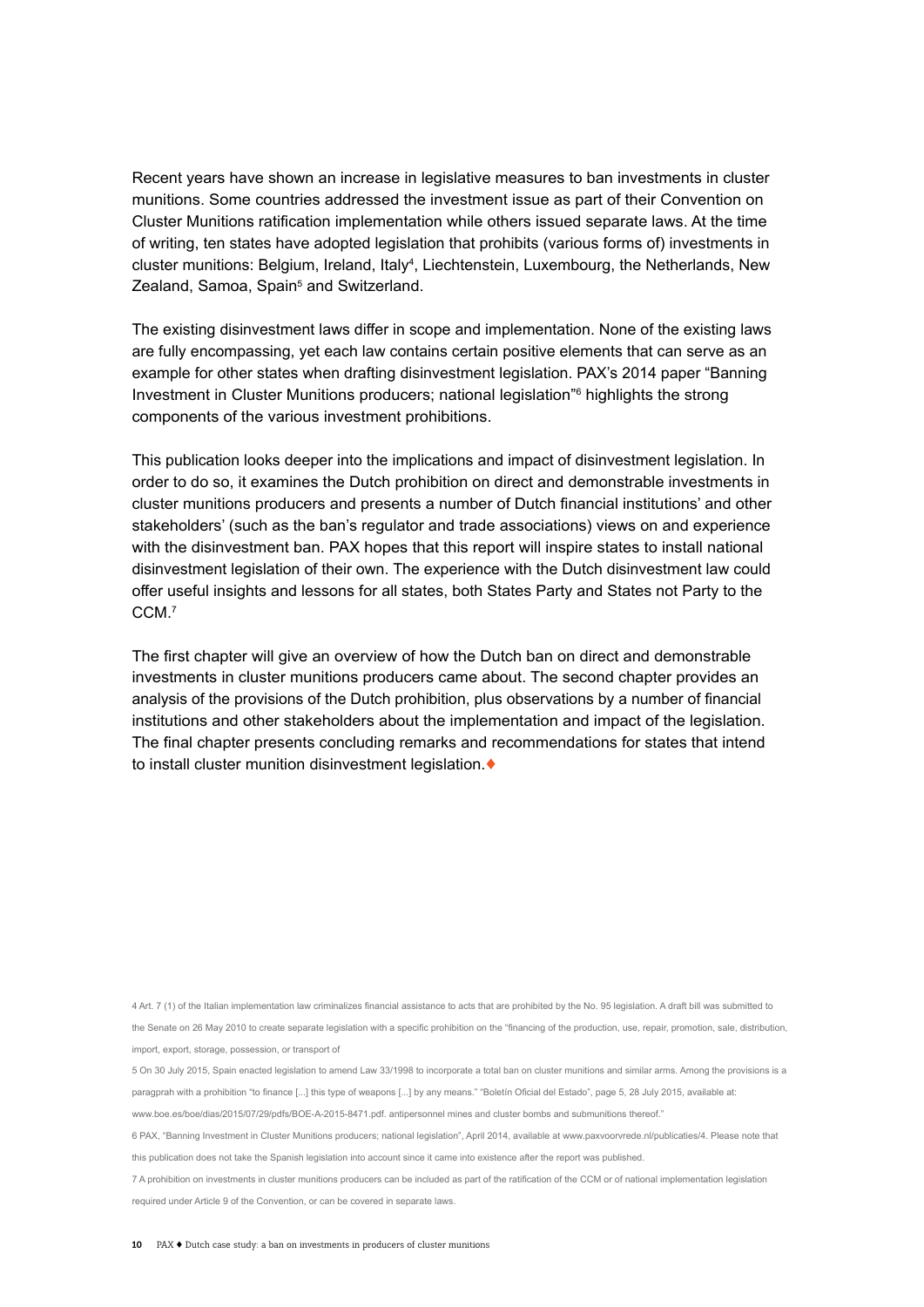Recent years have shown an increase in legislative measures to ban investments in cluster munitions. Some countries addressed the investment issue as part of their Convention on Cluster Munitions ratification implementation while others issued separate laws. At the time of writing, ten states have adopted legislation that prohibits (various forms of) investments in cluster munitions: Belgium, Ireland, Italy[4], Liechtenstein, Luxembourg, the Netherlands, New Zealand, Samoa, Spain[5] and Switzerland.

The existing disinvestment laws differ in scope and implementation. None of the existing laws are fully encompassing, yet each law contains certain positive elements that can serve as an example for other states when drafting disinvestment legislation. PAX's 2014 paper "Banning Investment in Cluster Munitions producers; national legislation"[6] highlights the strong components of the various investment prohibitions.

This publication looks deeper into the implications and impact of disinvestment legislation. In order to do so, it examines the Dutch prohibition on direct and demonstrable investments in cluster munitions producers and presents a number of Dutch financial institutions' and other stakeholders' (such as the ban's regulator and trade associations) views on and experience with the disinvestment ban. PAX hopes that this report will inspire states to install national disinvestment legislation of their own. The experience with the Dutch disinvestment law could offer useful insights and lessons for all states, both States Party and States not Party to the CCM.[7]

The first chapter will give an overview of how the Dutch ban on direct and demonstrable investments in cluster munitions producers came about. The second chapter provides an analysis of the provisions of the Dutch prohibition, plus observations by a number of financial institutions and other stakeholders about the implementation and impact of the legislation. The final chapter presents concluding remarks and recommendations for states that intend to install cluster munition disinvestment legislation.♦

4 Art. 7 (1) of the Italian implementation law criminalizes financial assistance to acts that are prohibited by the No. 95 legislation. A draft bill was submitted to the Senate on 26 May 2010 to create separate legislation with a specific prohibition on the "financing of the production, use, repair, promotion, sale, distribution, import, export, storage, possession, or transport of

5 On 30 July 2015, Spain enacted legislation to amend Law 33/1998 to incorporate a total ban on cluster munitions and similar arms. Among the provisions is a paragprah with a prohibition "to finance [...] this type of weapons [...] by any means." "Boletín Oficial del Estado", page 5, 28 July 2015, available at: www.boe.es/boe/dias/2015/07/29/pdfs/BOE-A-2015-8471.pdf. antipersonnel mines and cluster bombs and submunitions thereof."

6 PAX, "Banning Investment in Cluster Munitions producers; national legislation", April 2014, available at www.paxvoorvrede.nl/publicaties/4. Please note that this publication does not take the Spanish legislation into account since it came into existence after the report was published.

7 A prohibition on investments in cluster munitions producers can be included as part of the ratification of the CCM or of national implementation legislation required under Article 9 of the Convention, or can be covered in separate laws.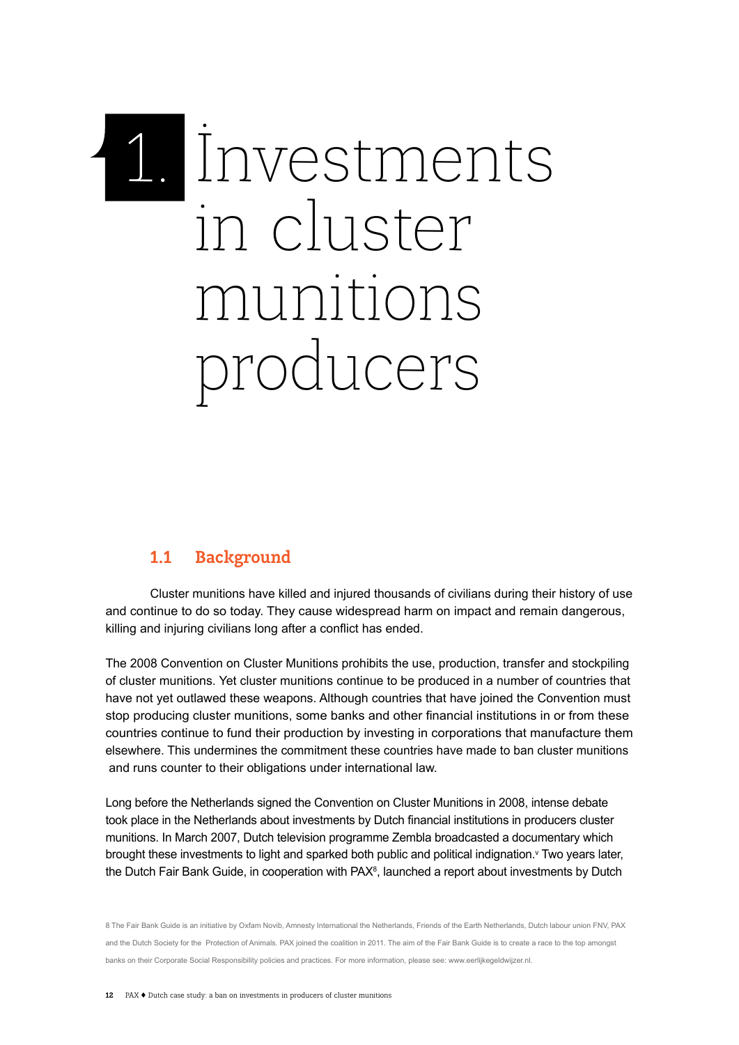# 1. Investments in cluster munitions producers

## 1.1 Background

Cluster munitions have killed and injured thousands of civilians during their history of use and continue to do so today. They cause widespread harm on impact and remain dangerous, killing and injuring civilians long after a conflict has ended.

The 2008 Convention on Cluster Munitions prohibits the use, production, transfer and stockpiling of cluster munitions. Yet cluster munitions continue to be produced in a number of countries that have not yet outlawed these weapons. Although countries that have joined the Convention must stop producing cluster munitions, some banks and other financial institutions in or from these countries continue to fund their production by investing in corporations that manufacture them elsewhere. This undermines the commitment these countries have made to ban cluster munitions and runs counter to their obligations under international law.

Long before the Netherlands signed the Convention on Cluster Munitions in 2008, intense debate took place in the Netherlands about investments by Dutch financial institutions in producers cluster munitions. In March 2007, Dutch television programme Zembla broadcasted a documentary which brought these investments to light and sparked both public and political indignation.[v] Two years later, the Dutch Fair Bank Guide, in cooperation with PAX[8], launched a report about investments by Dutch

8 The Fair Bank Guide is an initiative by Oxfam Novib, Amnesty International the Netherlands, Friends of the Earth Netherlands, Dutch labour union FNV, PAX and the Dutch Society for the Protection of Animals. PAX joined the coalition in 2011. The aim of the Fair Bank Guide is to create a race to the top amongst banks on their Corporate Social Responsibility policies and practices. For more information, please see: www.eerlijkegeldwijzer.nl.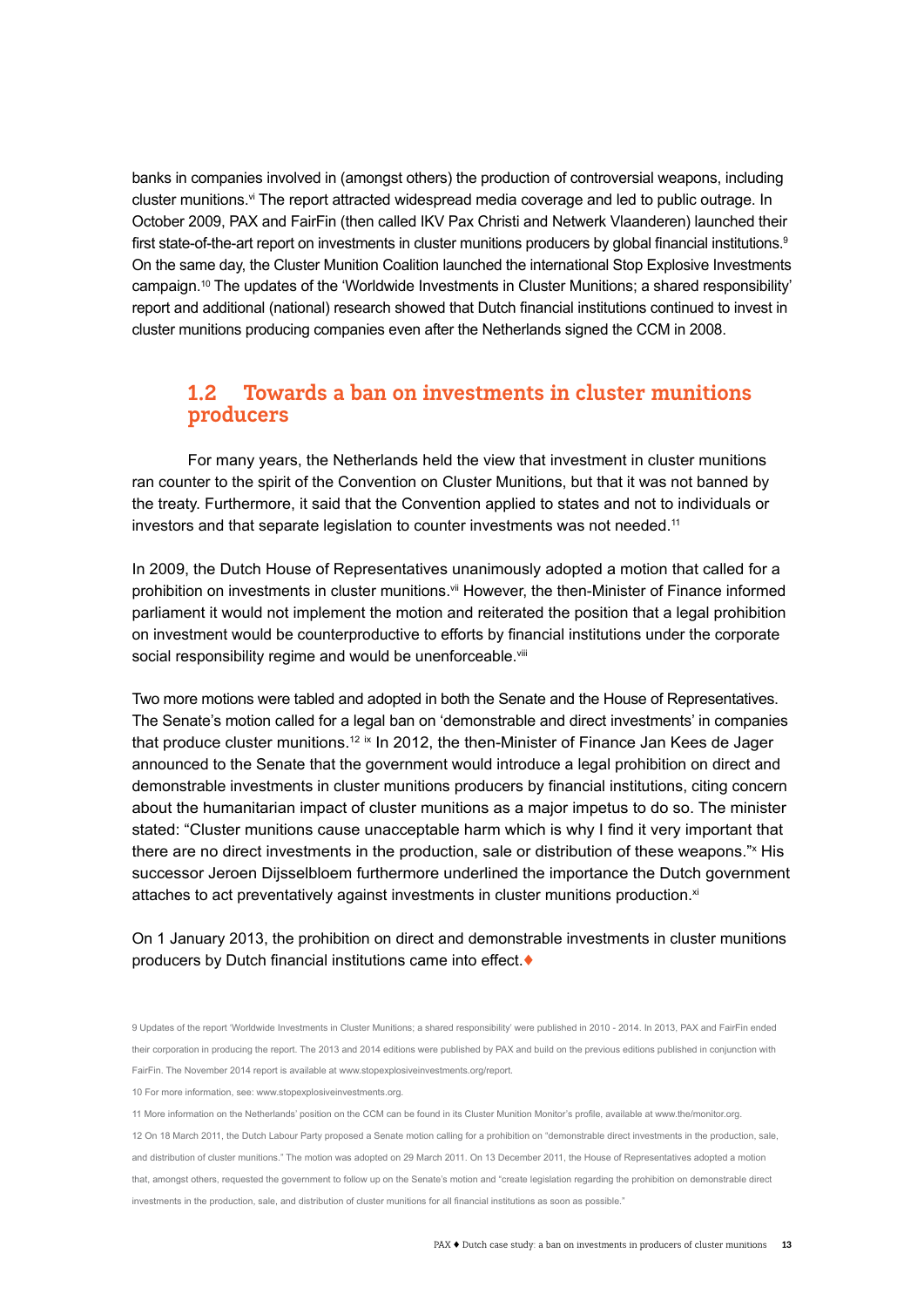banks in companies involved in (amongst others) the production of controversial weapons, including cluster munitions.[vi] The report attracted widespread media coverage and led to public outrage. In October 2009, PAX and FairFin (then called IKV Pax Christi and Netwerk Vlaanderen) launched their first state-of-the-art report on investments in cluster munitions producers by global financial institutions.[9] On the same day, the Cluster Munition Coalition launched the international Stop Explosive Investments campaign.[10] The updates of the 'Worldwide Investments in Cluster Munitions; a shared responsibility' report and additional (national) research showed that Dutch financial institutions continued to invest in cluster munitions producing companies even after the Netherlands signed the CCM in 2008.

## 1.2 Towards a ban on investments in cluster munitions producers

For many years, the Netherlands held the view that investment in cluster munitions ran counter to the spirit of the Convention on Cluster Munitions, but that it was not banned by the treaty. Furthermore, it said that the Convention applied to states and not to individuals or investors and that separate legislation to counter investments was not needed.[11]

In 2009, the Dutch House of Representatives unanimously adopted a motion that called for a prohibition on investments in cluster munitions.[vii] However, the then-Minister of Finance informed parliament it would not implement the motion and reiterated the position that a legal prohibition on investment would be counterproductive to efforts by financial institutions under the corporate social responsibility regime and would be unenforceable.[viii]

Two more motions were tabled and adopted in both the Senate and the House of Representatives. The Senate's motion called for a legal ban on 'demonstrable and direct investments' in companies that produce cluster munitions.[12] [ix] In 2012, the then-Minister of Finance Jan Kees de Jager announced to the Senate that the government would introduce a legal prohibition on direct and demonstrable investments in cluster munitions producers by financial institutions, citing concern about the humanitarian impact of cluster munitions as a major impetus to do so. The minister stated: "Cluster munitions cause unacceptable harm which is why I find it very important that there are no direct investments in the production, sale or distribution of these weapons."[x] His successor Jeroen Dijsselbloem furthermore underlined the importance the Dutch government attaches to act preventatively against investments in cluster munitions production.[xi]

On 1 January 2013, the prohibition on direct and demonstrable investments in cluster munitions producers by Dutch financial institutions came into effect.♦

9 Updates of the report 'Worldwide Investments in Cluster Munitions; a shared responsibility' were published in 2010 - 2014. In 2013, PAX and FairFin ended their corporation in producing the report. The 2013 and 2014 editions were published by PAX and build on the previous editions published in conjunction with FairFin. The November 2014 report is available at www.stopexplosiveinvestments.org/report.

10 For more information, see: www.stopexplosiveinvestments.org.

11 More information on the Netherlands' position on the CCM can be found in its Cluster Munition Monitor's profile, available at www.the/monitor.org.

12 On 18 March 2011, the Dutch Labour Party proposed a Senate motion calling for a prohibition on "demonstrable direct investments in the production, sale, and distribution of cluster munitions." The motion was adopted on 29 March 2011. On 13 December 2011, the House of Representatives adopted a motion that, amongst others, requested the government to follow up on the Senate's motion and "create legislation regarding the prohibition on demonstrable direct investments in the production, sale, and distribution of cluster munitions for all financial institutions as soon as possible."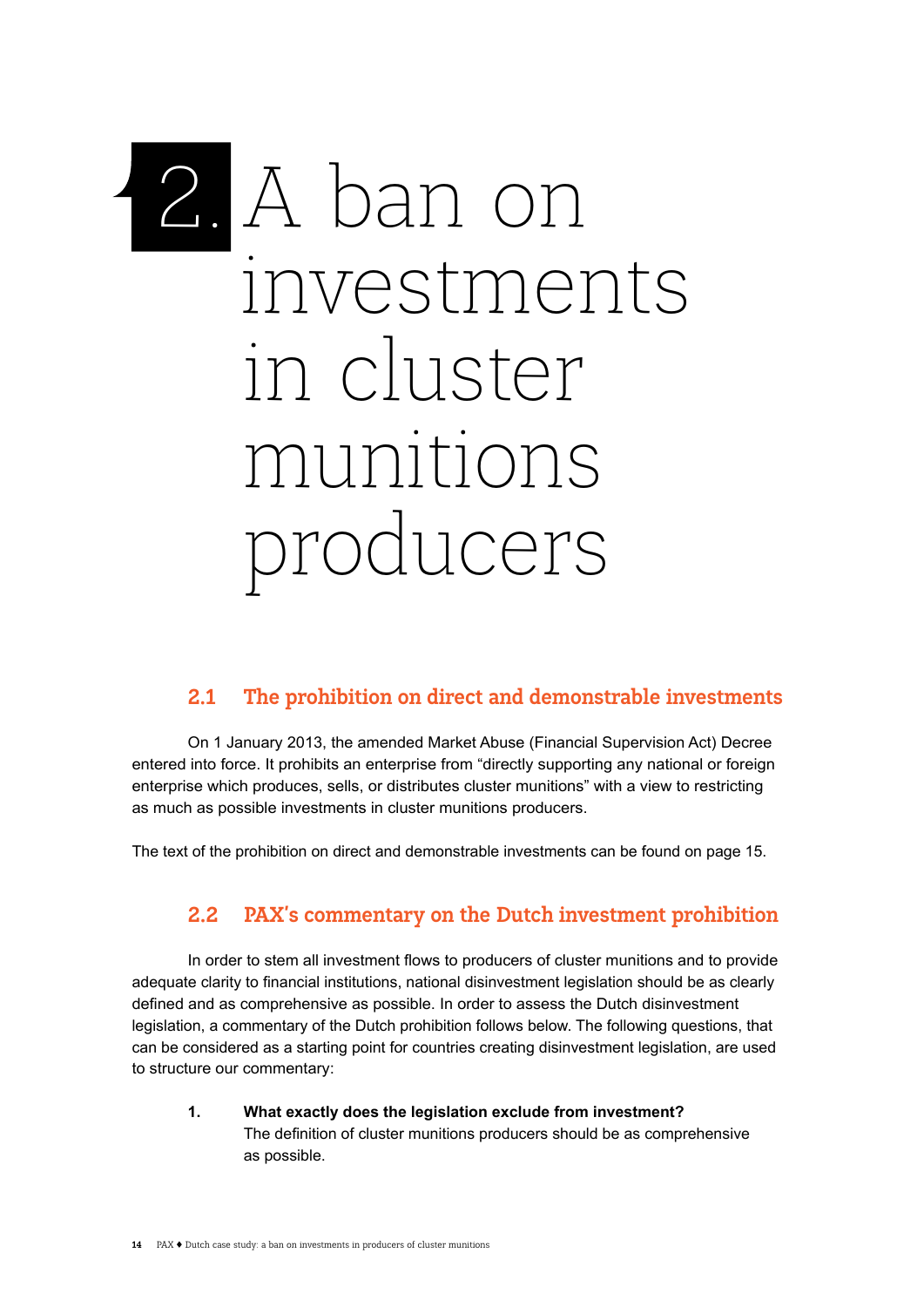# 2. A ban on investments in cluster munitions producers

## 2.1 The prohibition on direct and demonstrable investments

On 1 January 2013, the amended Market Abuse (Financial Supervision Act) Decree entered into force. It prohibits an enterprise from "directly supporting any national or foreign enterprise which produces, sells, or distributes cluster munitions" with a view to restricting as much as possible investments in cluster munitions producers.

The text of the prohibition on direct and demonstrable investments can be found on page 15.

## 2.2 PAX's commentary on the Dutch investment prohibition

In order to stem all investment flows to producers of cluster munitions and to provide adequate clarity to financial institutions, national disinvestment legislation should be as clearly defined and as comprehensive as possible. In order to assess the Dutch disinvestment legislation, a commentary of the Dutch prohibition follows below. The following questions, that can be considered as a starting point for countries creating disinvestment legislation, are used to structure our commentary:

1. **What exactly does the legislation exclude from investment?**
   The definition of cluster munitions producers should be as comprehensive as possible.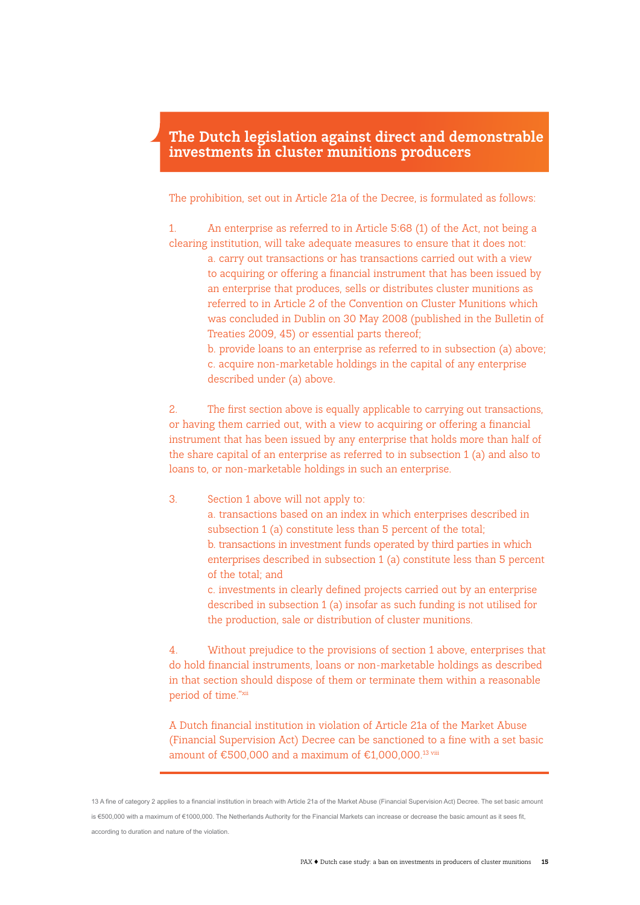## The Dutch legislation against direct and demonstrable investments in cluster munitions producers

The prohibition, set out in Article 21a of the Decree, is formulated as follows:

1. An enterprise as referred to in Article 5:68 (1) of the Act, not being a clearing institution, will take adequate measures to ensure that it does not:
   a. carry out transactions or has transactions carried out with a view to acquiring or offering a financial instrument that has been issued by an enterprise that produces, sells or distributes cluster munitions as referred to in Article 2 of the Convention on Cluster Munitions which was concluded in Dublin on 30 May 2008 (published in the Bulletin of Treaties 2009, 45) or essential parts thereof;
   b. provide loans to an enterprise as referred to in subsection (a) above;
   c. acquire non-marketable holdings in the capital of any enterprise described under (a) above.

2. The first section above is equally applicable to carrying out transactions, or having them carried out, with a view to acquiring or offering a financial instrument that has been issued by any enterprise that holds more than half of the share capital of an enterprise as referred to in subsection 1 (a) and also to loans to, or non-marketable holdings in such an enterprise.

3. Section 1 above will not apply to:
   a. transactions based on an index in which enterprises described in subsection 1 (a) constitute less than 5 percent of the total;
   b. transactions in investment funds operated by third parties in which enterprises described in subsection 1 (a) constitute less than 5 percent of the total; and
   c. investments in clearly defined projects carried out by an enterprise described in subsection 1 (a) insofar as such funding is not utilised for the production, sale or distribution of cluster munitions.

4. Without prejudice to the provisions of section 1 above, enterprises that do hold financial instruments, loans or non-marketable holdings as described in that section should dispose of them or terminate them within a reasonable period of time."[xii]

A Dutch financial institution in violation of Article 21a of the Market Abuse (Financial Supervision Act) Decree can be sanctioned to a fine with a set basic amount of €500,000 and a maximum of €1,000,000.[13 viii]

13 A fine of category 2 applies to a financial institution in breach with Article 21a of the Market Abuse (Financial Supervision Act) Decree. The set basic amount is €500,000 with a maximum of €1000,000. The Netherlands Authority for the Financial Markets can increase or decrease the basic amount as it sees fit, according to duration and nature of the violation.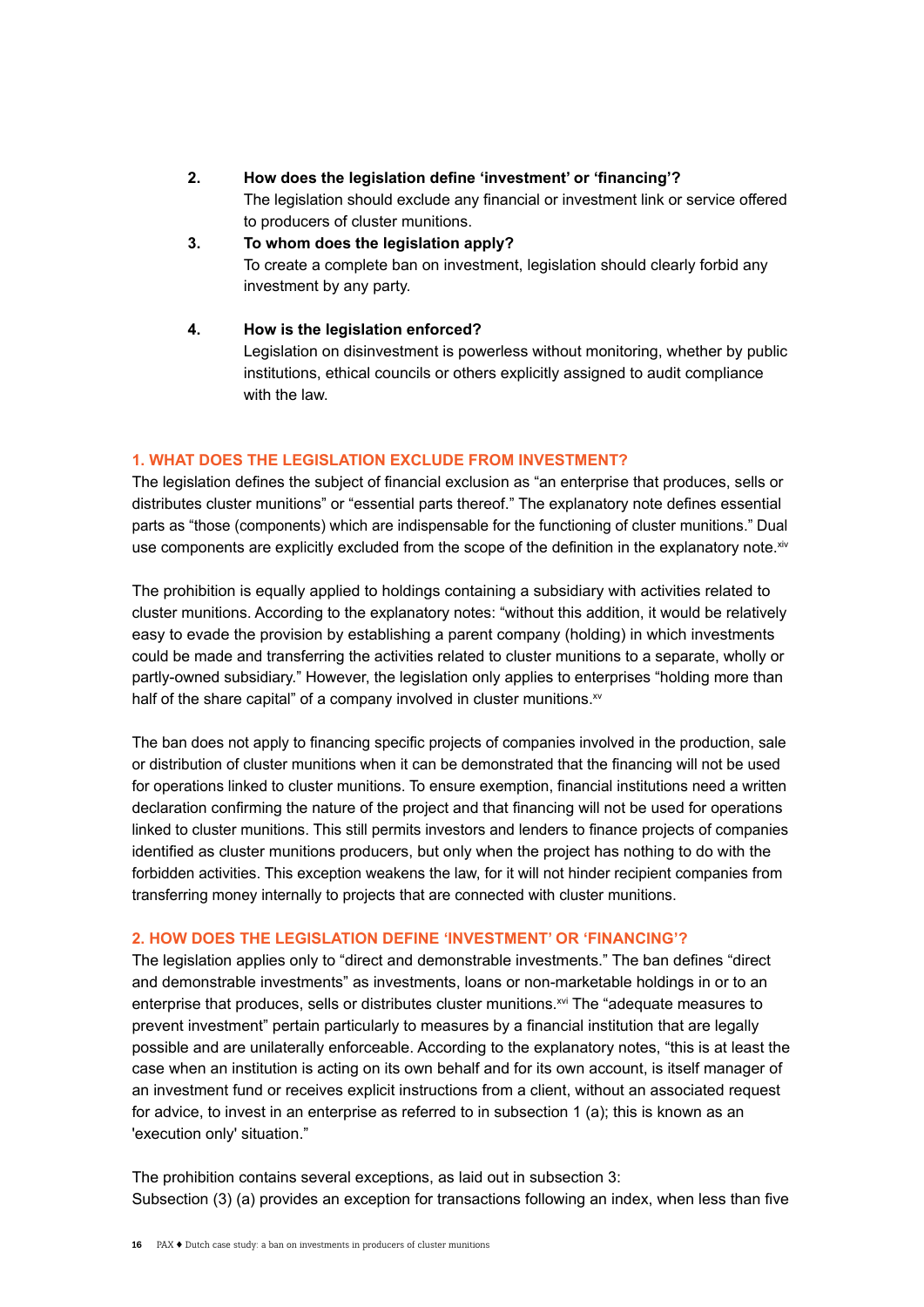2. **How does the legislation define 'investment' or 'financing'?**
   The legislation should exclude any financial or investment link or service offered to producers of cluster munitions.
3. **To whom does the legislation apply?**
   To create a complete ban on investment, legislation should clearly forbid any investment by any party.
4. **How is the legislation enforced?**
   Legislation on disinvestment is powerless without monitoring, whether by public institutions, ethical councils or others explicitly assigned to audit compliance with the law.

### 1. WHAT DOES THE LEGISLATION EXCLUDE FROM INVESTMENT?

The legislation defines the subject of financial exclusion as "an enterprise that produces, sells or distributes cluster munitions" or "essential parts thereof." The explanatory note defines essential parts as "those (components) which are indispensable for the functioning of cluster munitions." Dual use components are explicitly excluded from the scope of the definition in the explanatory note.[xiv]

The prohibition is equally applied to holdings containing a subsidiary with activities related to cluster munitions. According to the explanatory notes: "without this addition, it would be relatively easy to evade the provision by establishing a parent company (holding) in which investments could be made and transferring the activities related to cluster munitions to a separate, wholly or partly-owned subsidiary." However, the legislation only applies to enterprises "holding more than half of the share capital" of a company involved in cluster munitions.[xv]

The ban does not apply to financing specific projects of companies involved in the production, sale or distribution of cluster munitions when it can be demonstrated that the financing will not be used for operations linked to cluster munitions. To ensure exemption, financial institutions need a written declaration confirming the nature of the project and that financing will not be used for operations linked to cluster munitions. This still permits investors and lenders to finance projects of companies identified as cluster munitions producers, but only when the project has nothing to do with the forbidden activities. This exception weakens the law, for it will not hinder recipient companies from transferring money internally to projects that are connected with cluster munitions.

### 2. HOW DOES THE LEGISLATION DEFINE 'INVESTMENT' OR 'FINANCING'?

The legislation applies only to "direct and demonstrable investments." The ban defines "direct and demonstrable investments" as investments, loans or non-marketable holdings in or to an enterprise that produces, sells or distributes cluster munitions.[xvi] The "adequate measures to prevent investment" pertain particularly to measures by a financial institution that are legally possible and are unilaterally enforceable. According to the explanatory notes, "this is at least the case when an institution is acting on its own behalf and for its own account, is itself manager of an investment fund or receives explicit instructions from a client, without an associated request for advice, to invest in an enterprise as referred to in subsection 1 (a); this is known as an 'execution only' situation."

The prohibition contains several exceptions, as laid out in subsection 3:
Subsection (3) (a) provides an exception for transactions following an index, when less than five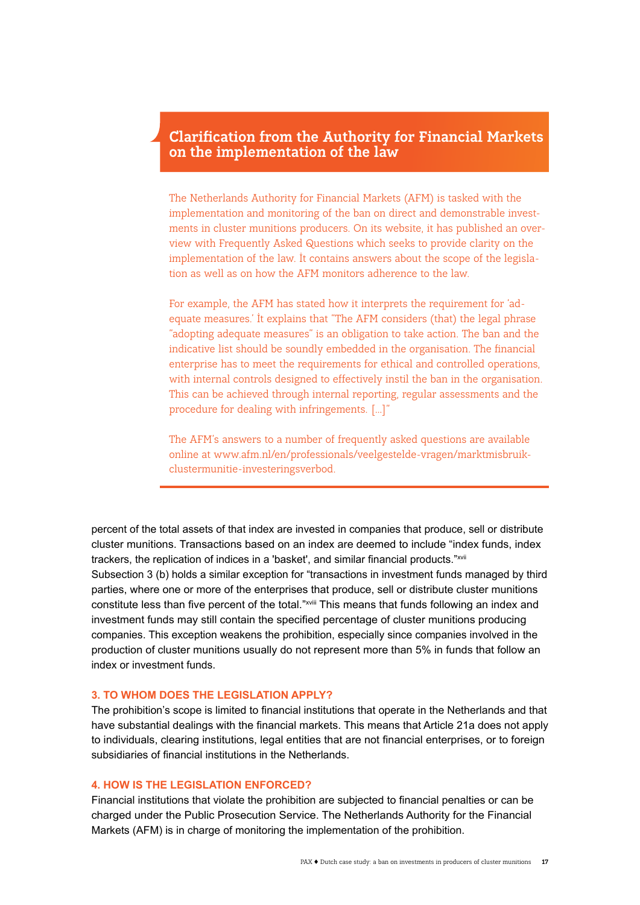## Clarification from the Authority for Financial Markets on the implementation of the law

The Netherlands Authority for Financial Markets (AFM) is tasked with the implementation and monitoring of the ban on direct and demonstrable investments in cluster munitions producers. On its website, it has published an overview with Frequently Asked Questions which seeks to provide clarity on the implementation of the law. It contains answers about the scope of the legislation as well as on how the AFM monitors adherence to the law.

For example, the AFM has stated how it interprets the requirement for 'adequate measures.' It explains that "The AFM considers (that) the legal phrase "adopting adequate measures" is an obligation to take action. The ban and the indicative list should be soundly embedded in the organisation. The financial enterprise has to meet the requirements for ethical and controlled operations, with internal controls designed to effectively instil the ban in the organisation. This can be achieved through internal reporting, regular assessments and the procedure for dealing with infringements. [...]"

The AFM's answers to a number of frequently asked questions are available online at www.afm.nl/en/professionals/veelgestelde-vragen/marktmisbruik-clustermunitie-investeringsverbod.

---

percent of the total assets of that index are invested in companies that produce, sell or distribute cluster munitions. Transactions based on an index are deemed to include "index funds, index trackers, the replication of indices in a 'basket', and similar financial products."[xvii] Subsection 3 (b) holds a similar exception for "transactions in investment funds managed by third parties, where one or more of the enterprises that produce, sell or distribute cluster munitions constitute less than five percent of the total."[xviii] This means that funds following an index and investment funds may still contain the specified percentage of cluster munitions producing companies. This exception weakens the prohibition, especially since companies involved in the production of cluster munitions usually do not represent more than 5% in funds that follow an index or investment funds.

### 3. TO WHOM DOES THE LEGISLATION APPLY?

The prohibition's scope is limited to financial institutions that operate in the Netherlands and that have substantial dealings with the financial markets. This means that Article 21a does not apply to individuals, clearing institutions, legal entities that are not financial enterprises, or to foreign subsidiaries of financial institutions in the Netherlands.

### 4. HOW IS THE LEGISLATION ENFORCED?

Financial institutions that violate the prohibition are subjected to financial penalties or can be charged under the Public Prosecution Service. The Netherlands Authority for the Financial Markets (AFM) is in charge of monitoring the implementation of the prohibition.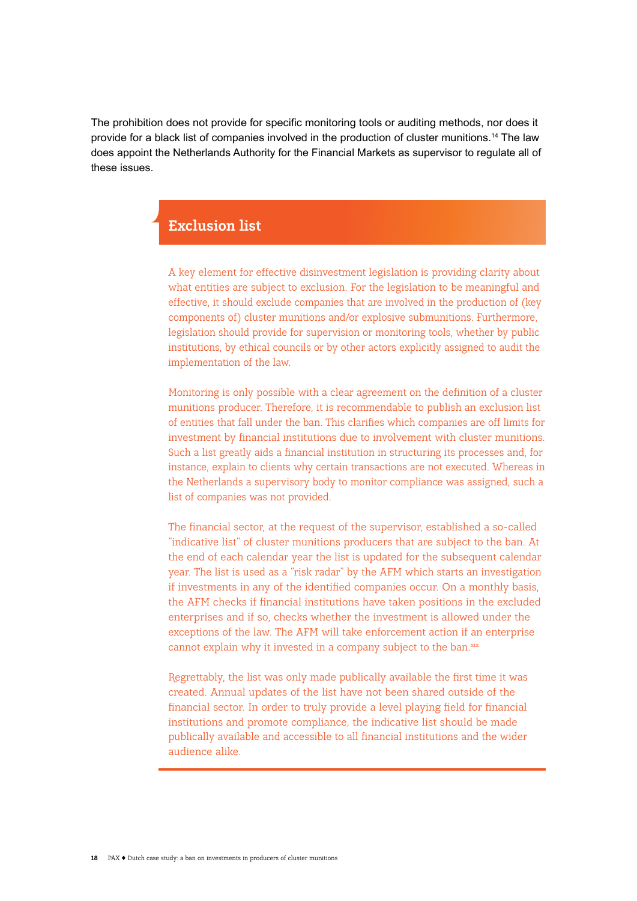The prohibition does not provide for specific monitoring tools or auditing methods, nor does it provide for a black list of companies involved in the production of cluster munitions.[14] The law does appoint the Netherlands Authority for the Financial Markets as supervisor to regulate all of these issues.

## Exclusion list

A key element for effective disinvestment legislation is providing clarity about what entities are subject to exclusion. For the legislation to be meaningful and effective, it should exclude companies that are involved in the production of (key components of) cluster munitions and/or explosive submunitions. Furthermore, legislation should provide for supervision or monitoring tools, whether by public institutions, by ethical councils or by other actors explicitly assigned to audit the implementation of the law.

Monitoring is only possible with a clear agreement on the definition of a cluster munitions producer. Therefore, it is recommendable to publish an exclusion list of entities that fall under the ban. This clarifies which companies are off limits for investment by financial institutions due to involvement with cluster munitions. Such a list greatly aids a financial institution in structuring its processes and, for instance, explain to clients why certain transactions are not executed. Whereas in the Netherlands a supervisory body to monitor compliance was assigned, such a list of companies was not provided.

The financial sector, at the request of the supervisor, established a so-called "indicative list" of cluster munitions producers that are subject to the ban. At the end of each calendar year the list is updated for the subsequent calendar year. The list is used as a "risk radar" by the AFM which starts an investigation if investments in any of the identified companies occur. On a monthly basis, the AFM checks if financial institutions have taken positions in the excluded enterprises and if so, checks whether the investment is allowed under the exceptions of the law. The AFM will take enforcement action if an enterprise cannot explain why it invested in a company subject to the ban.[xix]

Regrettably, the list was only made publically available the first time it was created. Annual updates of the list have not been shared outside of the financial sector. In order to truly provide a level playing field for financial institutions and promote compliance, the indicative list should be made publically available and accessible to all financial institutions and the wider audience alike.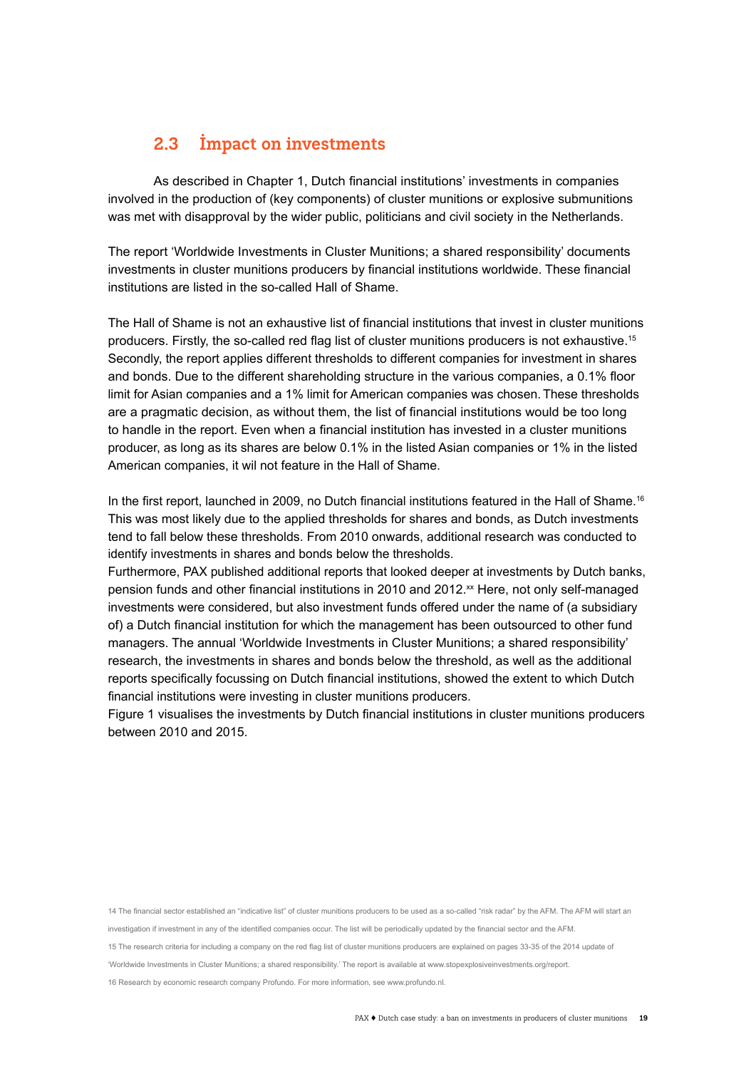## 2.3 Impact on investments

As described in Chapter 1, Dutch financial institutions' investments in companies involved in the production of (key components) of cluster munitions or explosive submunitions was met with disapproval by the wider public, politicians and civil society in the Netherlands.

The report 'Worldwide Investments in Cluster Munitions; a shared responsibility' documents investments in cluster munitions producers by financial institutions worldwide. These financial institutions are listed in the so-called Hall of Shame.

The Hall of Shame is not an exhaustive list of financial institutions that invest in cluster munitions producers. Firstly, the so-called red flag list of cluster munitions producers is not exhaustive.[15] Secondly, the report applies different thresholds to different companies for investment in shares and bonds. Due to the different shareholding structure in the various companies, a 0.1% floor limit for Asian companies and a 1% limit for American companies was chosen. These thresholds are a pragmatic decision, as without them, the list of financial institutions would be too long to handle in the report. Even when a financial institution has invested in a cluster munitions producer, as long as its shares are below 0.1% in the listed Asian companies or 1% in the listed American companies, it wil not feature in the Hall of Shame.

In the first report, launched in 2009, no Dutch financial institutions featured in the Hall of Shame.[16] This was most likely due to the applied thresholds for shares and bonds, as Dutch investments tend to fall below these thresholds. From 2010 onwards, additional research was conducted to identify investments in shares and bonds below the thresholds.

Furthermore, PAX published additional reports that looked deeper at investments by Dutch banks, pension funds and other financial institutions in 2010 and 2012.[xx] Here, not only self-managed investments were considered, but also investment funds offered under the name of (a subsidiary of) a Dutch financial institution for which the management has been outsourced to other fund managers. The annual 'Worldwide Investments in Cluster Munitions; a shared responsibility' research, the investments in shares and bonds below the threshold, as well as the additional reports specifically focussing on Dutch financial institutions, showed the extent to which Dutch financial institutions were investing in cluster munitions producers.

Figure 1 visualises the investments by Dutch financial institutions in cluster munitions producers between 2010 and 2015.

---

14 The financial sector established an "indicative list" of cluster munitions producers to be used as a so-called "risk radar" by the AFM. The AFM will start an investigation if investment in any of the identified companies occur. The list will be periodically updated by the financial sector and the AFM.

15 The research criteria for including a company on the red flag list of cluster munitions producers are explained on pages 33-35 of the 2014 update of 'Worldwide Investments in Cluster Munitions; a shared responsibility.' The report is available at www.stopexplosiveinvestments.org/report.

16 Research by economic research company Profundo. For more information, see www.profundo.nl.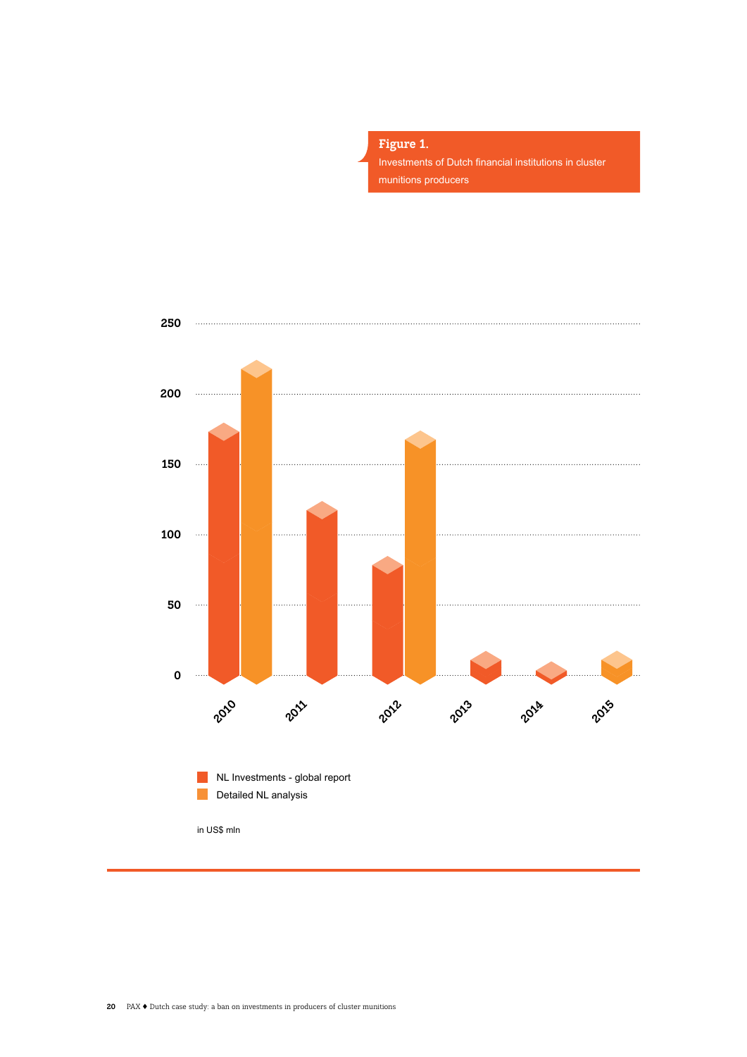**Figure 1.**
Investments of Dutch financial institutions in cluster munitions producers

| Year | NL Investments - global report | Detailed NL analysis |
|---|---|---|
| 2010 | 175 | 220 |
| 2011 | 120 | |
| 2012 | 80 | 170 |
| 2013 | 12 | |
| 2014 | 5 | |
| 2015 | | 12 |

in US$ mln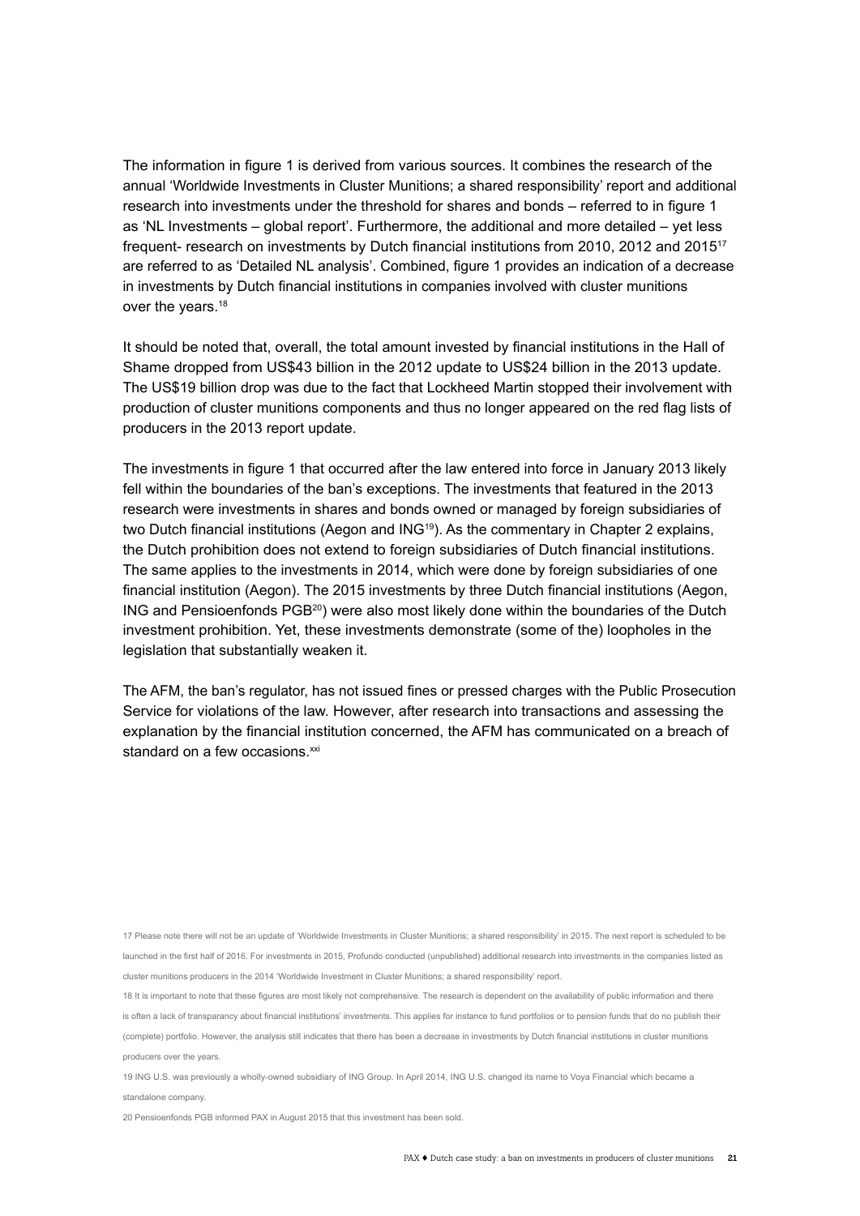The information in figure 1 is derived from various sources. It combines the research of the annual 'Worldwide Investments in Cluster Munitions; a shared responsibility' report and additional research into investments under the threshold for shares and bonds – referred to in figure 1 as 'NL Investments – global report'. Furthermore, the additional and more detailed – yet less frequent- research on investments by Dutch financial institutions from 2010, 2012 and 2015[17] are referred to as 'Detailed NL analysis'. Combined, figure 1 provides an indication of a decrease in investments by Dutch financial institutions in companies involved with cluster munitions over the years.[18]

It should be noted that, overall, the total amount invested by financial institutions in the Hall of Shame dropped from US$43 billion in the 2012 update to US$24 billion in the 2013 update. The US$19 billion drop was due to the fact that Lockheed Martin stopped their involvement with production of cluster munitions components and thus no longer appeared on the red flag lists of producers in the 2013 report update.

The investments in figure 1 that occurred after the law entered into force in January 2013 likely fell within the boundaries of the ban's exceptions. The investments that featured in the 2013 research were investments in shares and bonds owned or managed by foreign subsidiaries of two Dutch financial institutions (Aegon and ING[19]). As the commentary in Chapter 2 explains, the Dutch prohibition does not extend to foreign subsidiaries of Dutch financial institutions. The same applies to the investments in 2014, which were done by foreign subsidiaries of one financial institution (Aegon). The 2015 investments by three Dutch financial institutions (Aegon, ING and Pensioenfonds PGB[20]) were also most likely done within the boundaries of the Dutch investment prohibition. Yet, these investments demonstrate (some of the) loopholes in the legislation that substantially weaken it.

The AFM, the ban's regulator, has not issued fines or pressed charges with the Public Prosecution Service for violations of the law. However, after research into transactions and assessing the explanation by the financial institution concerned, the AFM has communicated on a breach of standard on a few occasions.[xxi]

17 Please note there will not be an update of 'Worldwide Investments in Cluster Munitions; a shared responsibility' in 2015. The next report is scheduled to be launched in the first half of 2016. For investments in 2015, Profundo conducted (unpublished) additional research into investments in the companies listed as cluster munitions producers in the 2014 'Worldwide Investment in Cluster Munitions; a shared responsibility' report.

18 It is important to note that these figures are most likely not comprehensive. The research is dependent on the availability of public information and there is often a lack of transparancy about financial institutions' investments. This applies for instance to fund portfolios or to pension funds that do no publish their (complete) portfolio. However, the analysis still indicates that there has been a decrease in investments by Dutch financial institutions in cluster munitions producers over the years.

19 ING U.S. was previously a wholly-owned subsidiary of ING Group. In April 2014, ING U.S. changed its name to Voya Financial which became a standalone company.

20 Pensioenfonds PGB informed PAX in August 2015 that this investment has been sold.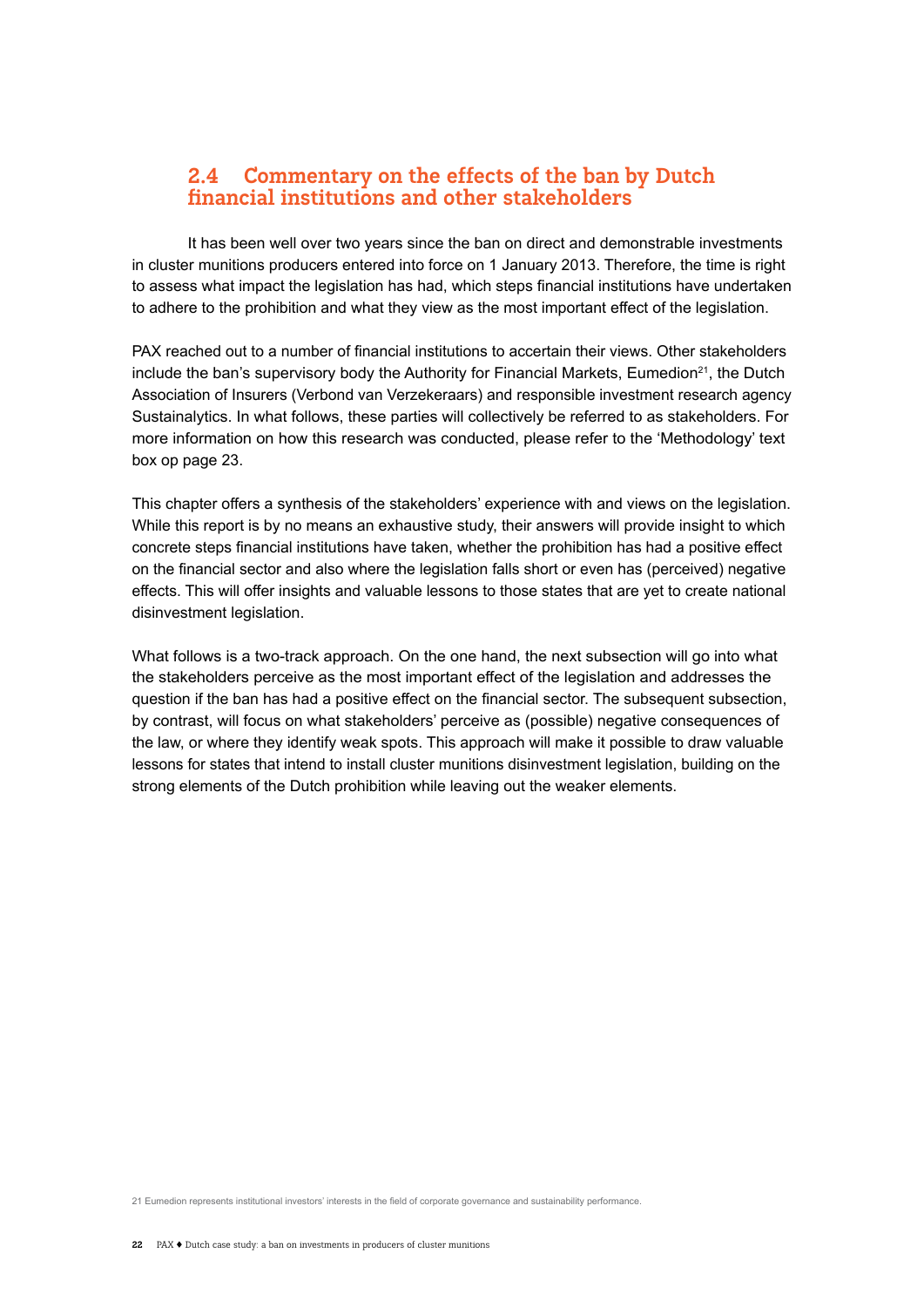## 2.4 Commentary on the effects of the ban by Dutch financial institutions and other stakeholders

It has been well over two years since the ban on direct and demonstrable investments in cluster munitions producers entered into force on 1 January 2013. Therefore, the time is right to assess what impact the legislation has had, which steps financial institutions have undertaken to adhere to the prohibition and what they view as the most important effect of the legislation.

PAX reached out to a number of financial institutions to accertain their views. Other stakeholders include the ban's supervisory body the Authority for Financial Markets, Eumedion[21], the Dutch Association of Insurers (Verbond van Verzekeraars) and responsible investment research agency Sustainalytics. In what follows, these parties will collectively be referred to as stakeholders. For more information on how this research was conducted, please refer to the 'Methodology' text box op page 23.

This chapter offers a synthesis of the stakeholders' experience with and views on the legislation. While this report is by no means an exhaustive study, their answers will provide insight to which concrete steps financial institutions have taken, whether the prohibition has had a positive effect on the financial sector and also where the legislation falls short or even has (perceived) negative effects. This will offer insights and valuable lessons to those states that are yet to create national disinvestment legislation.

What follows is a two-track approach. On the one hand, the next subsection will go into what the stakeholders perceive as the most important effect of the legislation and addresses the question if the ban has had a positive effect on the financial sector. The subsequent subsection, by contrast, will focus on what stakeholders' perceive as (possible) negative consequences of the law, or where they identify weak spots. This approach will make it possible to draw valuable lessons for states that intend to install cluster munitions disinvestment legislation, building on the strong elements of the Dutch prohibition while leaving out the weaker elements.

21 Eumedion represents institutional investors' interests in the field of corporate governance and sustainability performance.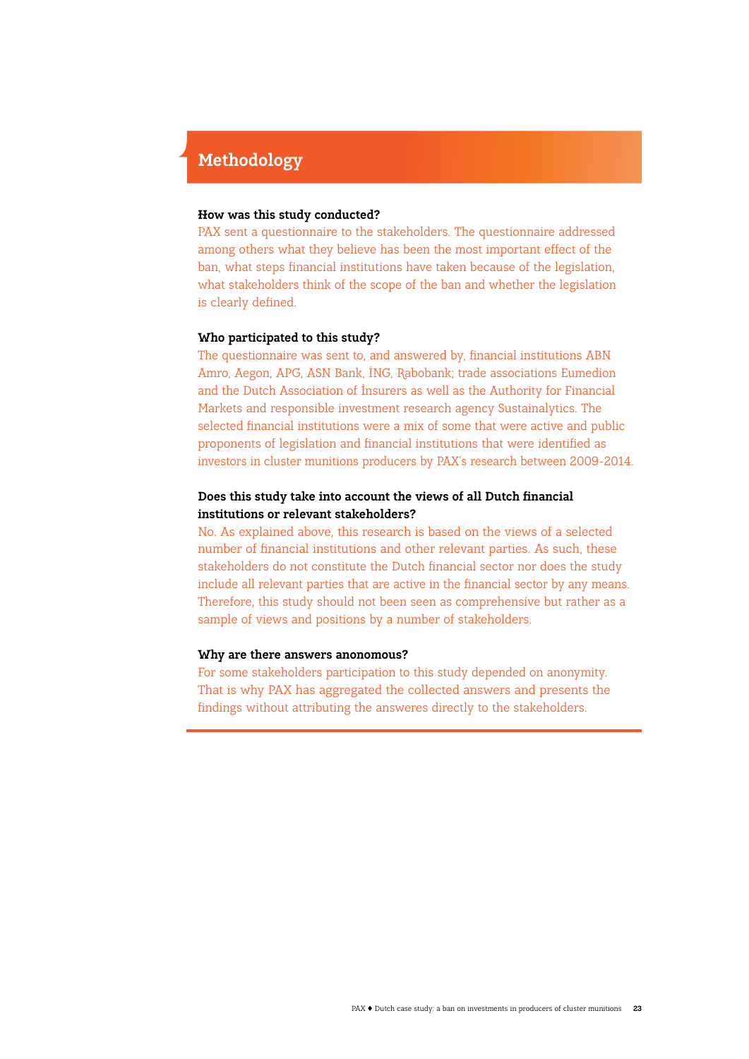## Methodology

**How was this study conducted?**

PAX sent a questionnaire to the stakeholders. The questionnaire addressed among others what they believe has been the most important effect of the ban, what steps financial institutions have taken because of the legislation, what stakeholders think of the scope of the ban and whether the legislation is clearly defined.

**Who participated to this study?**

The questionnaire was sent to, and answered by, financial institutions ABN Amro, Aegon, APG, ASN Bank, ING, Rabobank; trade associations Eumedion and the Dutch Association of Insurers as well as the Authority for Financial Markets and responsible investment research agency Sustainalytics. The selected financial institutions were a mix of some that were active and public proponents of legislation and financial institutions that were identified as investors in cluster munitions producers by PAX's research between 2009-2014.

**Does this study take into account the views of all Dutch financial institutions or relevant stakeholders?**

No. As explained above, this research is based on the views of a selected number of financial institutions and other relevant parties. As such, these stakeholders do not constitute the Dutch financial sector nor does the study include all relevant parties that are active in the financial sector by any means. Therefore, this study should not been seen as comprehensive but rather as a sample of views and positions by a number of stakeholders.

**Why are there answers anonomous?**

For some stakeholders participation to this study depended on anonymity. That is why PAX has aggregated the collected answers and presents the findings without attributing the answeres directly to the stakeholders.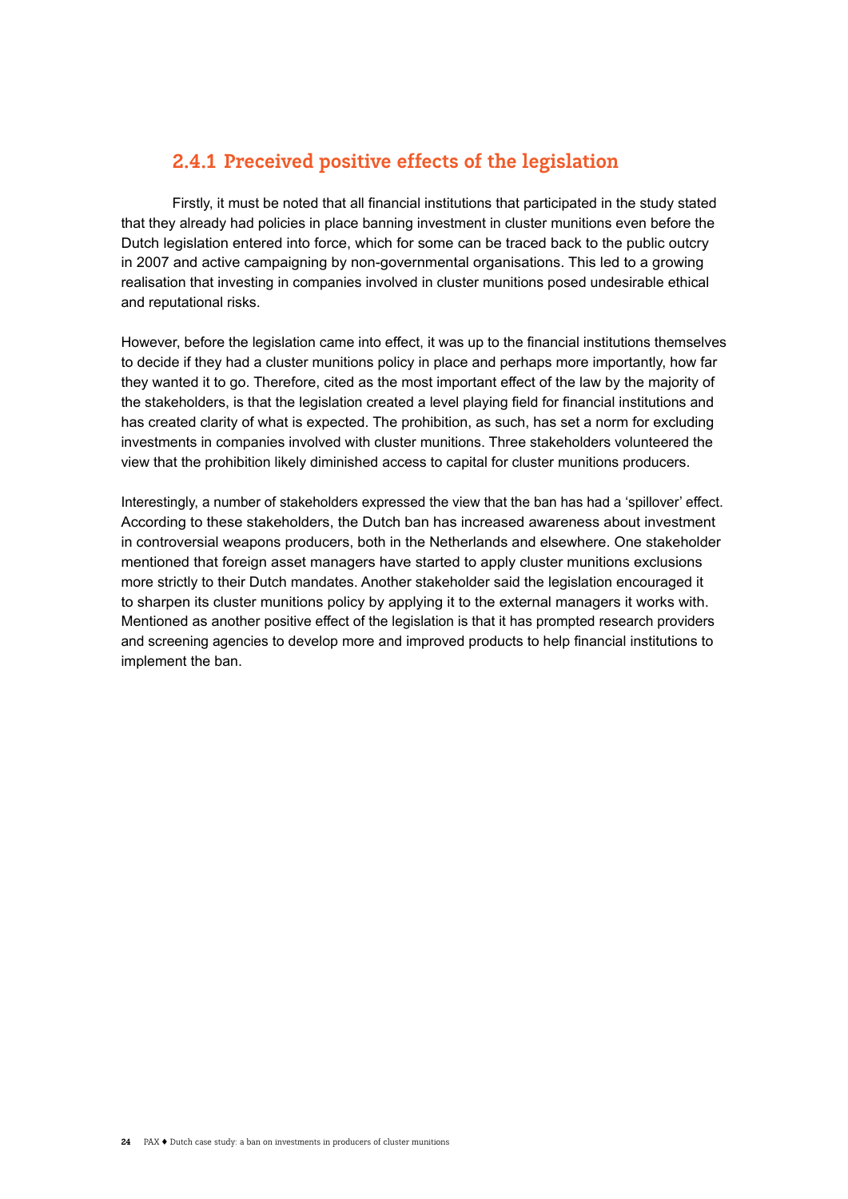### 2.4.1 Preceived positive effects of the legislation

Firstly, it must be noted that all financial institutions that participated in the study stated that they already had policies in place banning investment in cluster munitions even before the Dutch legislation entered into force, which for some can be traced back to the public outcry in 2007 and active campaigning by non-governmental organisations. This led to a growing realisation that investing in companies involved in cluster munitions posed undesirable ethical and reputational risks.

However, before the legislation came into effect, it was up to the financial institutions themselves to decide if they had a cluster munitions policy in place and perhaps more importantly, how far they wanted it to go. Therefore, cited as the most important effect of the law by the majority of the stakeholders, is that the legislation created a level playing field for financial institutions and has created clarity of what is expected. The prohibition, as such, has set a norm for excluding investments in companies involved with cluster munitions. Three stakeholders volunteered the view that the prohibition likely diminished access to capital for cluster munitions producers.

Interestingly, a number of stakeholders expressed the view that the ban has had a 'spillover' effect. According to these stakeholders, the Dutch ban has increased awareness about investment in controversial weapons producers, both in the Netherlands and elsewhere. One stakeholder mentioned that foreign asset managers have started to apply cluster munitions exclusions more strictly to their Dutch mandates. Another stakeholder said the legislation encouraged it to sharpen its cluster munitions policy by applying it to the external managers it works with. Mentioned as another positive effect of the legislation is that it has prompted research providers and screening agencies to develop more and improved products to help financial institutions to implement the ban.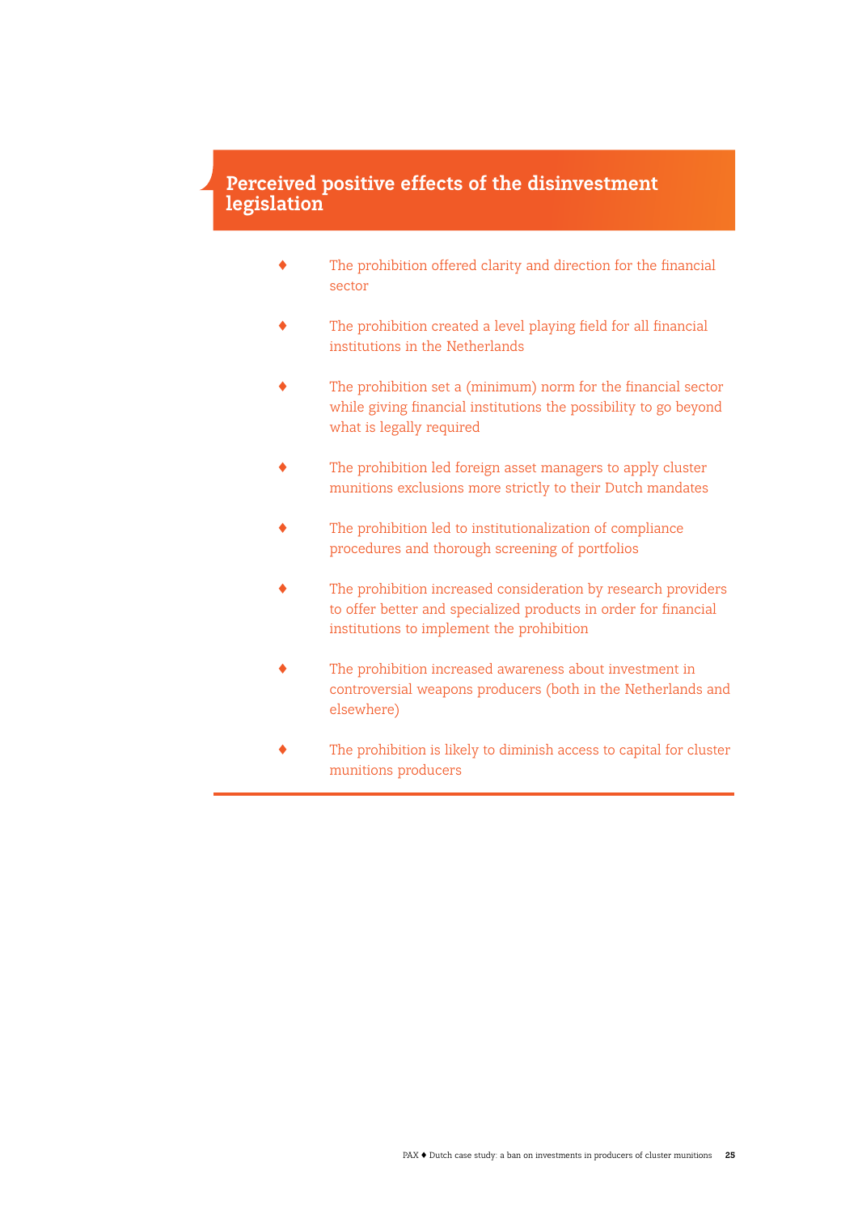## Perceived positive effects of the disinvestment legislation

- The prohibition offered clarity and direction for the financial sector
- The prohibition created a level playing field for all financial institutions in the Netherlands
- The prohibition set a (minimum) norm for the financial sector while giving financial institutions the possibility to go beyond what is legally required
- The prohibition led foreign asset managers to apply cluster munitions exclusions more strictly to their Dutch mandates
- The prohibition led to institutionalization of compliance procedures and thorough screening of portfolios
- The prohibition increased consideration by research providers to offer better and specialized products in order for financial institutions to implement the prohibition
- The prohibition increased awareness about investment in controversial weapons producers (both in the Netherlands and elsewhere)
- The prohibition is likely to diminish access to capital for cluster munitions producers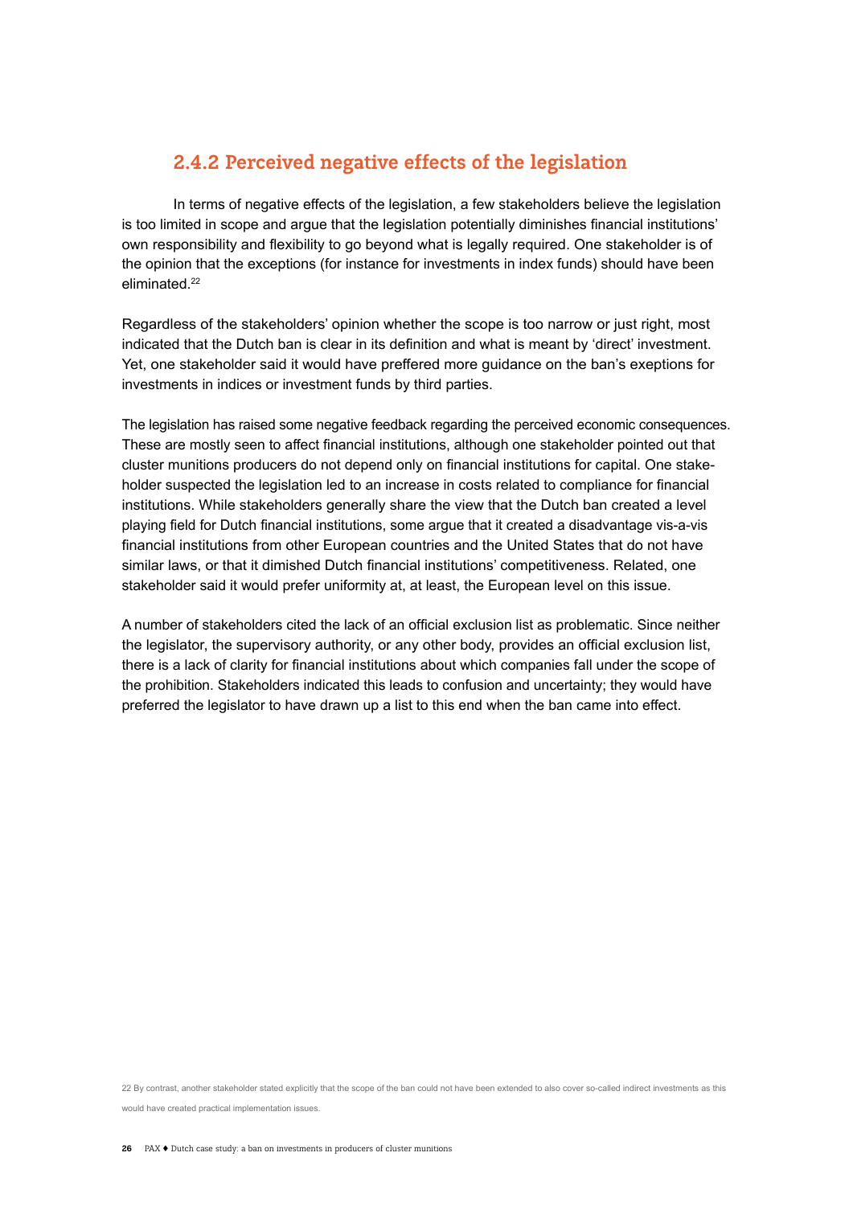### 2.4.2 Perceived negative effects of the legislation

In terms of negative effects of the legislation, a few stakeholders believe the legislation is too limited in scope and argue that the legislation potentially diminishes financial institutions' own responsibility and flexibility to go beyond what is legally required. One stakeholder is of the opinion that the exceptions (for instance for investments in index funds) should have been eliminated.[22]

Regardless of the stakeholders' opinion whether the scope is too narrow or just right, most indicated that the Dutch ban is clear in its definition and what is meant by 'direct' investment. Yet, one stakeholder said it would have preffered more guidance on the ban's exceptions for investments in indices or investment funds by third parties.

The legislation has raised some negative feedback regarding the perceived economic consequences. These are mostly seen to affect financial institutions, although one stakeholder pointed out that cluster munitions producers do not depend only on financial institutions for capital. One stakeholder suspected the legislation led to an increase in costs related to compliance for financial institutions. While stakeholders generally share the view that the Dutch ban created a level playing field for Dutch financial institutions, some argue that it created a disadvantage vis-a-vis financial institutions from other European countries and the United States that do not have similar laws, or that it dimished Dutch financial institutions' competitiveness. Related, one stakeholder said it would prefer uniformity at, at least, the European level on this issue.

A number of stakeholders cited the lack of an official exclusion list as problematic. Since neither the legislator, the supervisory authority, or any other body, provides an official exclusion list, there is a lack of clarity for financial institutions about which companies fall under the scope of the prohibition. Stakeholders indicated this leads to confusion and uncertainty; they would have preferred the legislator to have drawn up a list to this end when the ban came into effect.

22 By contrast, another stakeholder stated explicitly that the scope of the ban could not have been extended to also cover so-called indirect investments as this would have created practical implementation issues.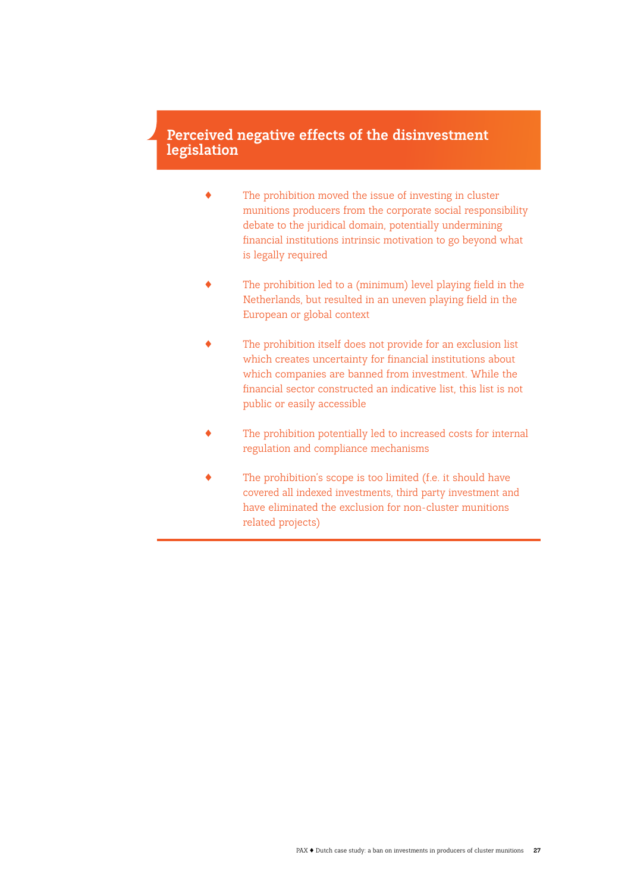## Perceived negative effects of the disinvestment legislation

- The prohibition moved the issue of investing in cluster munitions producers from the corporate social responsibility debate to the juridical domain, potentially undermining financial institutions intrinsic motivation to go beyond what is legally required

- The prohibition led to a (minimum) level playing field in the Netherlands, but resulted in an uneven playing field in the European or global context

- The prohibition itself does not provide for an exclusion list which creates uncertainty for financial institutions about which companies are banned from investment. While the financial sector constructed an indicative list, this list is not public or easily accessible

- The prohibition potentially led to increased costs for internal regulation and compliance mechanisms

- The prohibition's scope is too limited (f.e. it should have covered all indexed investments, third party investment and have eliminated the exclusion for non-cluster munitions related projects)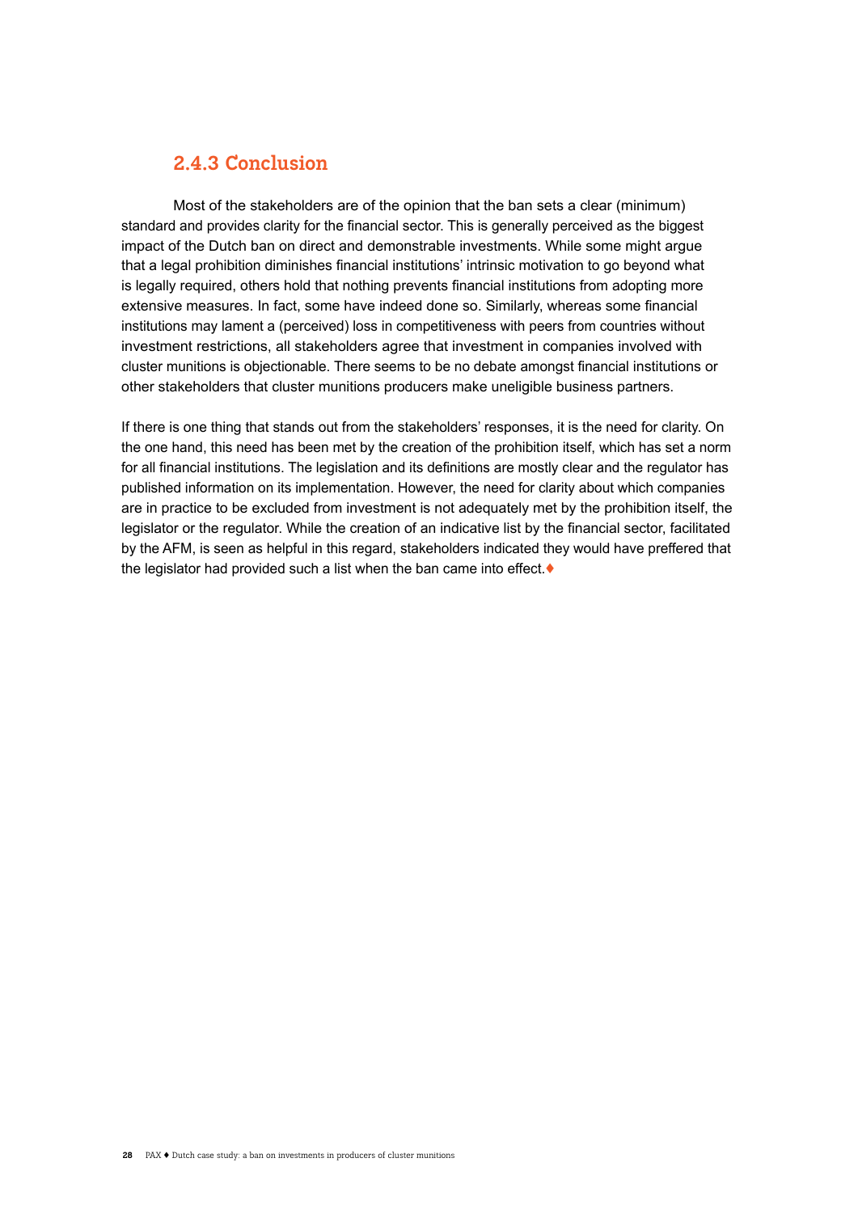### 2.4.3 Conclusion

Most of the stakeholders are of the opinion that the ban sets a clear (minimum) standard and provides clarity for the financial sector. This is generally perceived as the biggest impact of the Dutch ban on direct and demonstrable investments. While some might argue that a legal prohibition diminishes financial institutions' intrinsic motivation to go beyond what is legally required, others hold that nothing prevents financial institutions from adopting more extensive measures. In fact, some have indeed done so. Similarly, whereas some financial institutions may lament a (perceived) loss in competitiveness with peers from countries without investment restrictions, all stakeholders agree that investment in companies involved with cluster munitions is objectionable. There seems to be no debate amongst financial institutions or other stakeholders that cluster munitions producers make uneligible business partners.

If there is one thing that stands out from the stakeholders' responses, it is the need for clarity. On the one hand, this need has been met by the creation of the prohibition itself, which has set a norm for all financial institutions. The legislation and its definitions are mostly clear and the regulator has published information on its implementation. However, the need for clarity about which companies are in practice to be excluded from investment is not adequately met by the prohibition itself, the legislator or the regulator. While the creation of an indicative list by the financial sector, facilitated by the AFM, is seen as helpful in this regard, stakeholders indicated they would have preffered that the legislator had provided such a list when the ban came into effect.♦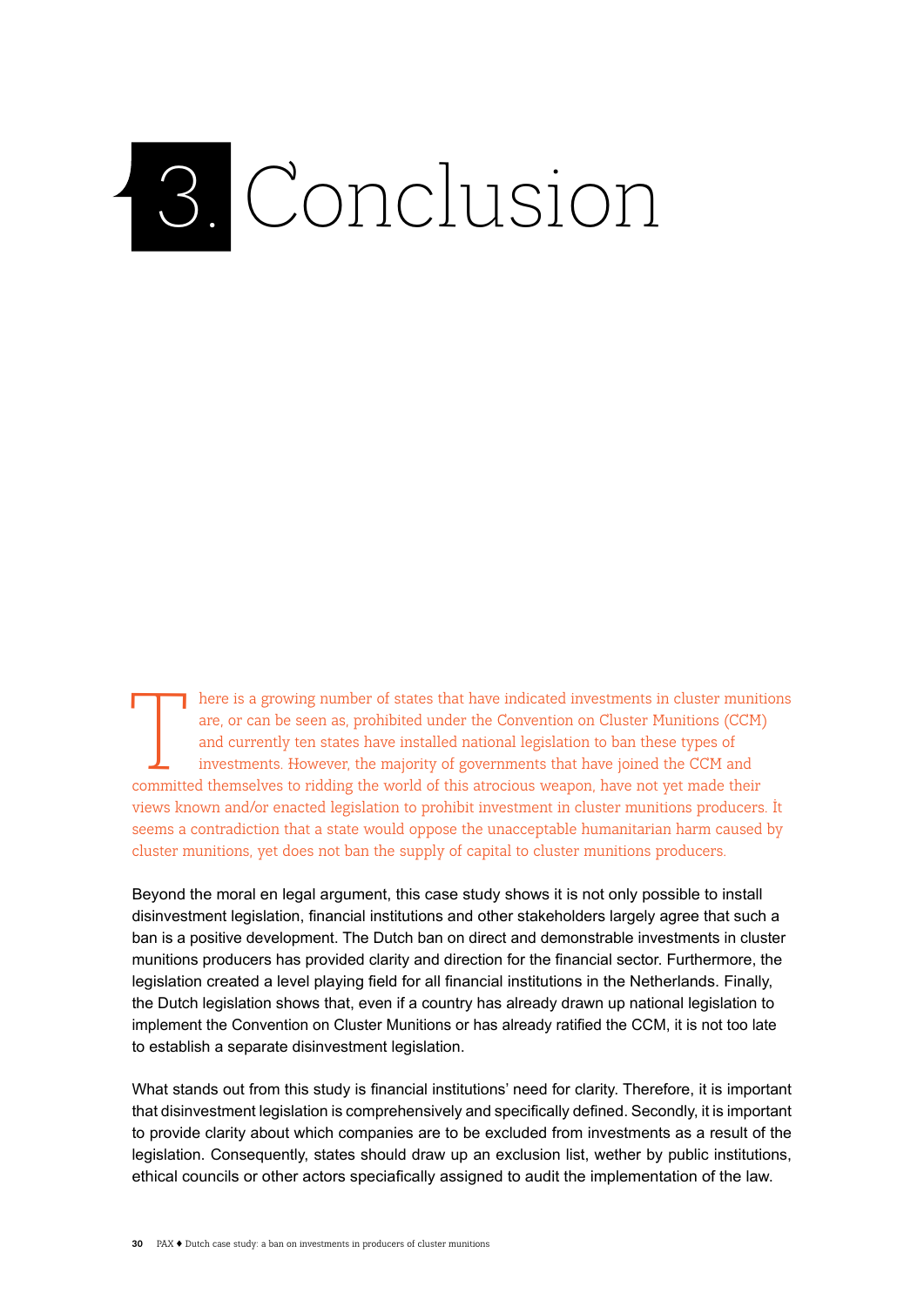# 3. Conclusion

There is a growing number of states that have indicated investments in cluster munitions are, or can be seen as, prohibited under the Convention on Cluster Munitions (CCM) and currently ten states have installed national legislation to ban these types of investments. However, the majority of governments that have joined the CCM and committed themselves to ridding the world of this atrocious weapon, have not yet made their views known and/or enacted legislation to prohibit investment in cluster munitions producers. It seems a contradiction that a state would oppose the unacceptable humanitarian harm caused by cluster munitions, yet does not ban the supply of capital to cluster munitions producers.

Beyond the moral en legal argument, this case study shows it is not only possible to install disinvestment legislation, financial institutions and other stakeholders largely agree that such a ban is a positive development. The Dutch ban on direct and demonstrable investments in cluster munitions producers has provided clarity and direction for the financial sector. Furthermore, the legislation created a level playing field for all financial institutions in the Netherlands. Finally, the Dutch legislation shows that, even if a country has already drawn up national legislation to implement the Convention on Cluster Munitions or has already ratified the CCM, it is not too late to establish a separate disinvestment legislation.

What stands out from this study is financial institutions' need for clarity. Therefore, it is important that disinvestment legislation is comprehensively and specifically defined. Secondly, it is important to provide clarity about which companies are to be excluded from investments as a result of the legislation. Consequently, states should draw up an exclusion list, wether by public institutions, ethical councils or other actors speciafically assigned to audit the implementation of the law.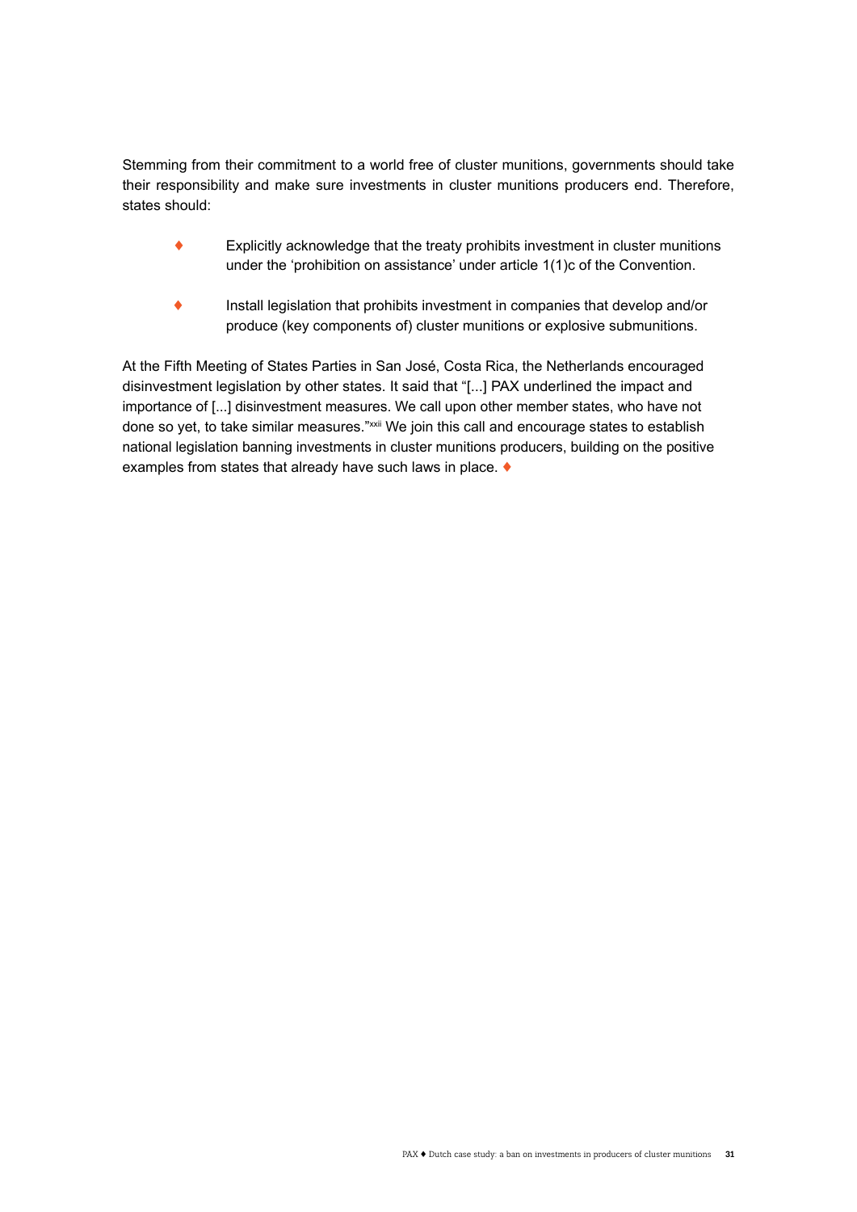Stemming from their commitment to a world free of cluster munitions, governments should take their responsibility and make sure investments in cluster munitions producers end. Therefore, states should:

- Explicitly acknowledge that the treaty prohibits investment in cluster munitions under the 'prohibition on assistance' under article 1(1)c of the Convention.
- Install legislation that prohibits investment in companies that develop and/or produce (key components of) cluster munitions or explosive submunitions.

At the Fifth Meeting of States Parties in San José, Costa Rica, the Netherlands encouraged disinvestment legislation by other states. It said that "[...] PAX underlined the impact and importance of [...] disinvestment measures. We call upon other member states, who have not done so yet, to take similar measures."[xxii] We join this call and encourage states to establish national legislation banning investments in cluster munitions producers, building on the positive examples from states that already have such laws in place. ♦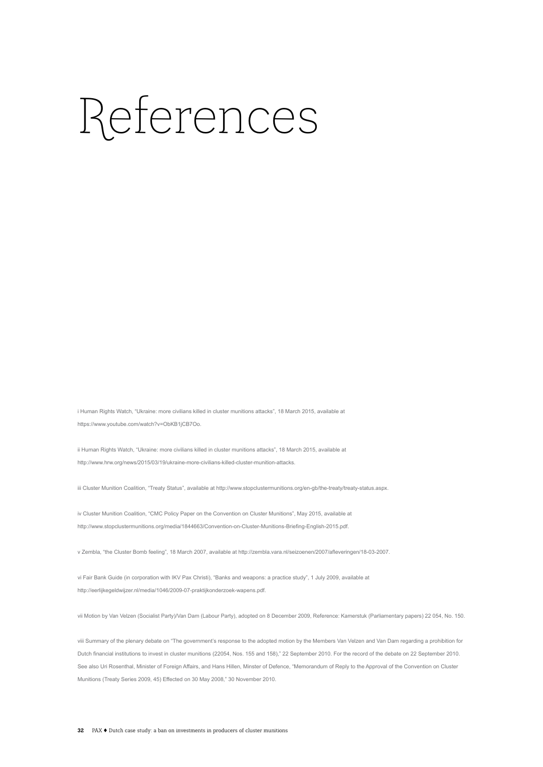# References

i Human Rights Watch, "Ukraine: more civilians killed in cluster munitions attacks", 18 March 2015, available at https://www.youtube.com/watch?v=ObKB1jCB7Oo.

ii Human Rights Watch, "Ukraine: more civilians killed in cluster munitions attacks", 18 March 2015, available at http://www.hrw.org/news/2015/03/19/ukraine-more-civilians-killed-cluster-munition-attacks.

iii Cluster Munition Coalition, "Treaty Status", available at http://www.stopclustermunitions.org/en-gb/the-treaty/treaty-status.aspx.

iv Cluster Munition Coalition, "CMC Policy Paper on the Convention on Cluster Munitions", May 2015, available at http://www.stopclustermunitions.org/media/1844663/Convention-on-Cluster-Munitions-Briefing-English-2015.pdf.

v Zembla, "the Cluster Bomb feeling", 18 March 2007, available at http://zembla.vara.nl/seizoenen/2007/afleveringen/18-03-2007.

vi Fair Bank Guide (in corporation with IKV Pax Christi), "Banks and weapons: a practice study", 1 July 2009, available at http://eerlijkegeldwijzer.nl/media/1046/2009-07-praktijkonderzoek-wapens.pdf.

vii Motion by Van Velzen (Socialist Party)/Van Dam (Labour Party), adopted on 8 December 2009, Reference: Kamerstuk (Parliamentary papers) 22 054, No. 150.

viii Summary of the plenary debate on "The government's response to the adopted motion by the Members Van Velzen and Van Dam regarding a prohibition for Dutch financial institutions to invest in cluster munitions (22054, Nos. 155 and 158)," 22 September 2010. For the record of the debate on 22 September 2010. See also Uri Rosenthal, Minister of Foreign Affairs, and Hans Hillen, Minster of Defence, "Memorandum of Reply to the Approval of the Convention on Cluster Munitions (Treaty Series 2009, 45) Effected on 30 May 2008," 30 November 2010.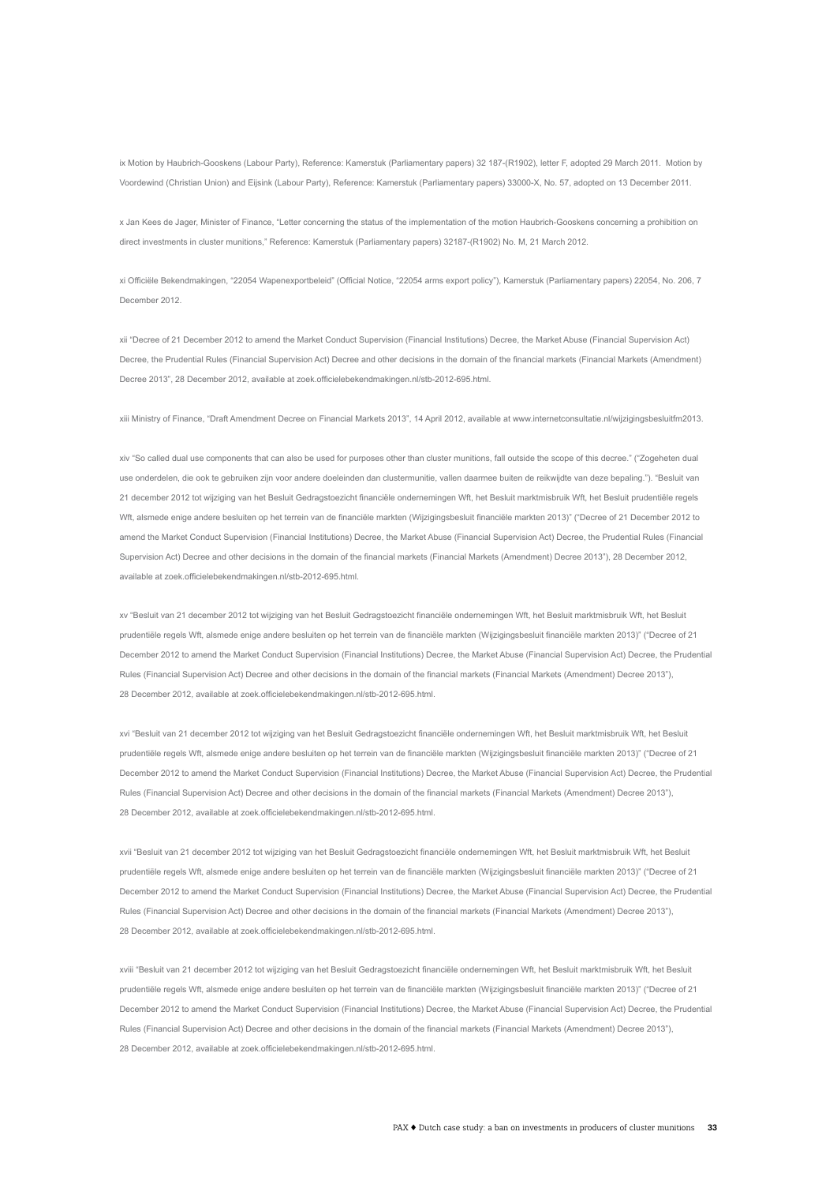ix Motion by Haubrich-Gooskens (Labour Party), Reference: Kamerstuk (Parliamentary papers) 32 187-(R1902), letter F, adopted 29 March 2011. Motion by Voordewind (Christian Union) and Eijsink (Labour Party), Reference: Kamerstuk (Parliamentary papers) 33000-X, No. 57, adopted on 13 December 2011.

x Jan Kees de Jager, Minister of Finance, "Letter concerning the status of the implementation of the motion Haubrich-Gooskens concerning a prohibition on direct investments in cluster munitions," Reference: Kamerstuk (Parliamentary papers) 32187-(R1902) No. M, 21 March 2012.

xi Officiële Bekendmakingen, "22054 Wapenexportbeleid" (Official Notice, "22054 arms export policy"), Kamerstuk (Parliamentary papers) 22054, No. 206, 7 December 2012.

xii "Decree of 21 December 2012 to amend the Market Conduct Supervision (Financial Institutions) Decree, the Market Abuse (Financial Supervision Act) Decree, the Prudential Rules (Financial Supervision Act) Decree and other decisions in the domain of the financial markets (Financial Markets (Amendment) Decree 2013", 28 December 2012, available at zoek.officielebekendmakingen.nl/stb-2012-695.html.

xiii Ministry of Finance, "Draft Amendment Decree on Financial Markets 2013", 14 April 2012, available at www.internetconsultatie.nl/wijzigingsbesluitfm2013.

xiv "So called dual use components that can also be used for purposes other than cluster munitions, fall outside the scope of this decree." ("Zogeheten dual use onderdelen, die ook te gebruiken zijn voor andere doeleinden dan clustermunitie, vallen daarmee buiten de reikwijdte van deze bepaling."). "Besluit van 21 december 2012 tot wijziging van het Besluit Gedragstoezicht financiële ondernemingen Wft, het Besluit marktmisbruik Wft, het Besluit prudentiële regels Wft, alsmede enige andere besluiten op het terrein van de financiële markten (Wijzigingsbesluit financiële markten 2013)" ("Decree of 21 December 2012 to amend the Market Conduct Supervision (Financial Institutions) Decree, the Market Abuse (Financial Supervision Act) Decree, the Prudential Rules (Financial Supervision Act) Decree and other decisions in the domain of the financial markets (Financial Markets (Amendment) Decree 2013"), 28 December 2012, available at zoek.officielebekendmakingen.nl/stb-2012-695.html.

xv "Besluit van 21 december 2012 tot wijziging van het Besluit Gedragstoezicht financiële ondernemingen Wft, het Besluit marktmisbruik Wft, het Besluit prudentiële regels Wft, alsmede enige andere besluiten op het terrein van de financiële markten (Wijzigingsbesluit financiële markten 2013)" ("Decree of 21 December 2012 to amend the Market Conduct Supervision (Financial Institutions) Decree, the Market Abuse (Financial Supervision Act) Decree, the Prudential Rules (Financial Supervision Act) Decree and other decisions in the domain of the financial markets (Financial Markets (Amendment) Decree 2013"), 28 December 2012, available at zoek.officielebekendmakingen.nl/stb-2012-695.html.

xvi "Besluit van 21 december 2012 tot wijziging van het Besluit Gedragstoezicht financiële ondernemingen Wft, het Besluit marktmisbruik Wft, het Besluit prudentiële regels Wft, alsmede enige andere besluiten op het terrein van de financiële markten (Wijzigingsbesluit financiële markten 2013)" ("Decree of 21 December 2012 to amend the Market Conduct Supervision (Financial Institutions) Decree, the Market Abuse (Financial Supervision Act) Decree, the Prudential Rules (Financial Supervision Act) Decree and other decisions in the domain of the financial markets (Financial Markets (Amendment) Decree 2013"), 28 December 2012, available at zoek.officielebekendmakingen.nl/stb-2012-695.html.

xvii "Besluit van 21 december 2012 tot wijziging van het Besluit Gedragstoezicht financiële ondernemingen Wft, het Besluit marktmisbruik Wft, het Besluit prudentiële regels Wft, alsmede enige andere besluiten op het terrein van de financiële markten (Wijzigingsbesluit financiële markten 2013)" ("Decree of 21 December 2012 to amend the Market Conduct Supervision (Financial Institutions) Decree, the Market Abuse (Financial Supervision Act) Decree, the Prudential Rules (Financial Supervision Act) Decree and other decisions in the domain of the financial markets (Financial Markets (Amendment) Decree 2013"), 28 December 2012, available at zoek.officielebekendmakingen.nl/stb-2012-695.html.

xviii "Besluit van 21 december 2012 tot wijziging van het Besluit Gedragstoezicht financiële ondernemingen Wft, het Besluit marktmisbruik Wft, het Besluit prudentiële regels Wft, alsmede enige andere besluiten op het terrein van de financiële markten (Wijzigingsbesluit financiële markten 2013)" ("Decree of 21 December 2012 to amend the Market Conduct Supervision (Financial Institutions) Decree, the Market Abuse (Financial Supervision Act) Decree, the Prudential Rules (Financial Supervision Act) Decree and other decisions in the domain of the financial markets (Financial Markets (Amendment) Decree 2013"), 28 December 2012, available at zoek.officielebekendmakingen.nl/stb-2012-695.html.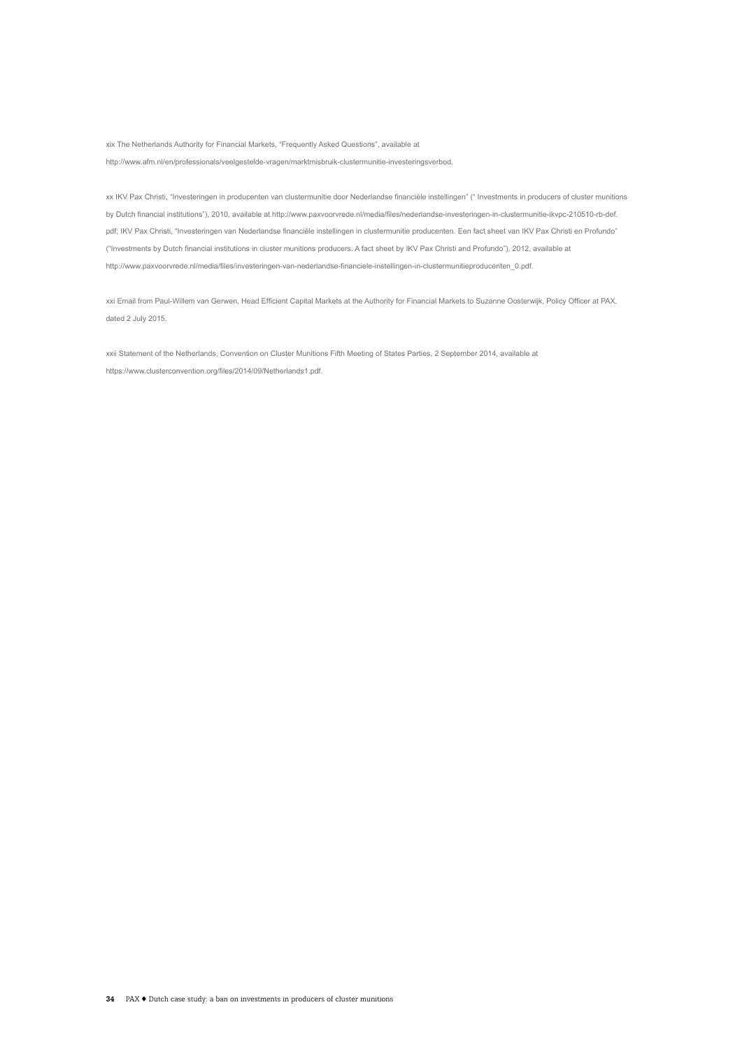xix The Netherlands Authority for Financial Markets, "Frequently Asked Questions", available at http://www.afm.nl/en/professionals/veelgestelde-vragen/marktmisbruik-clustermunitie-investeringsverbod.

xx IKV Pax Christi, "Investeringen in producenten van clustermunitie door Nederlandse financiële instellingen" (" Investments in producers of cluster munitions by Dutch financial institutions"), 2010, available at http://www.paxvoorvrede.nl/media/files/nederlandse-investeringen-in-clustermunitie-ikvpc-210510-rb-def.pdf; IKV Pax Christi, "Investeringen van Nederlandse financiële instellingen in clustermunitie producenten. Een fact sheet van IKV Pax Christi en Profundo" ("Investments by Dutch financial institutions in cluster munitions producers. A fact sheet by IKV Pax Christi and Profundo"), 2012, available at http://www.paxvoorvrede.nl/media/files/investeringen-van-nederlandse-financiele-instellingen-in-clustermunitieproducenten_0.pdf.

xxi Email from Paul-Willem van Gerwen, Head Efficient Capital Markets at the Authority for Financial Markets to Suzanne Oosterwijk, Policy Officer at PAX, dated 2 July 2015.

xxii Statement of the Netherlands, Convention on Cluster Munitions Fifth Meeting of States Parties, 2 September 2014, available at https://www.clusterconvention.org/files/2014/09/Netherlands1.pdf.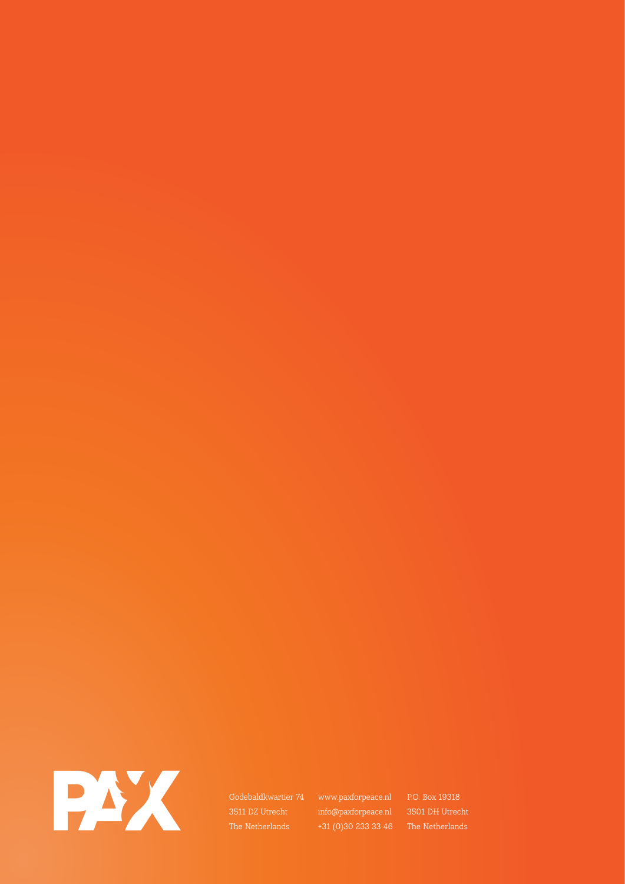PAX

Godebaldkwartier 74
3511 DZ Utrecht
The Netherlands

www.paxforpeace.nl
info@paxforpeace.nl
+31 (0)30 233 33 46

P.O. Box 19318
3501 DH Utrecht
The Netherlands